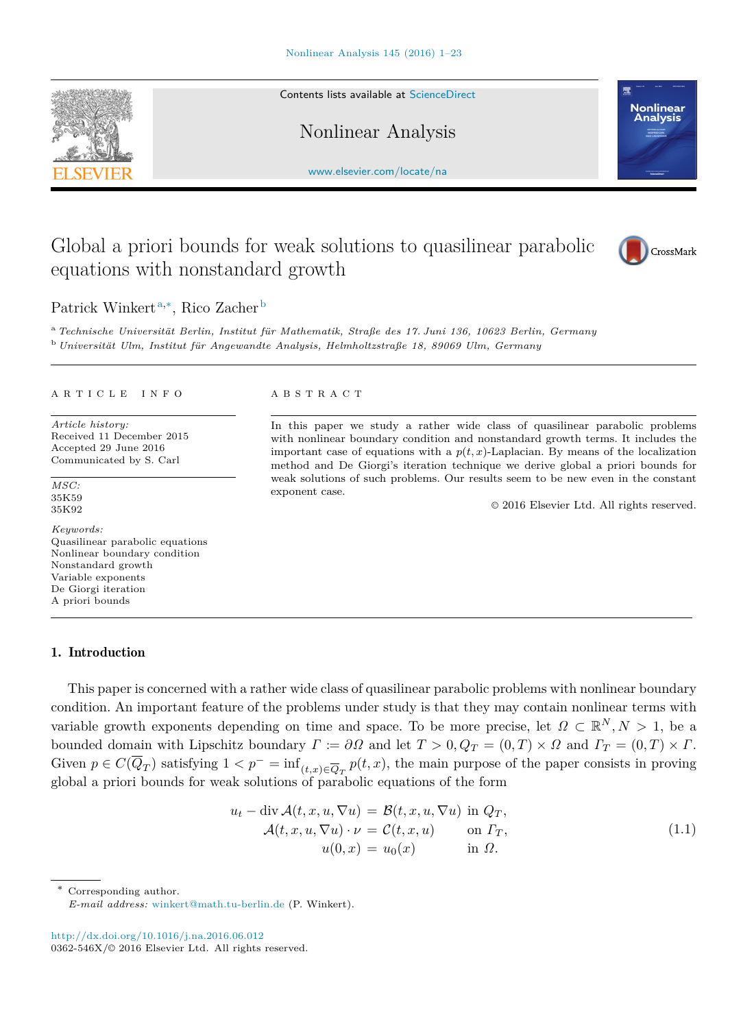# Global a priori bounds for weak solutions to quasilinear parabolic equations with nonstandard growth

Patrick Winkert[a,*], Rico Zacher[b]

[a] *Technische Universität Berlin, Institut für Mathematik, Straße des 17. Juni 136, 10623 Berlin, Germany*

[b] *Universität Ulm, Institut für Angewandte Analysis, Helmholtzstraße 18, 89069 Ulm, Germany*

---

ARTICLE INFO

*Article history:*
Received 11 December 2015
Accepted 29 June 2016
Communicated by S. Carl

*MSC:*
35K59
35K92

*Keywords:*
Quasilinear parabolic equations
Nonlinear boundary condition
Nonstandard growth
Variable exponents
De Giorgi iteration
A priori bounds

ABSTRACT

In this paper we study a rather wide class of quasilinear parabolic problems with nonlinear boundary condition and nonstandard growth terms. It includes the important case of equations with a $p(t,x)$-Laplacian. By means of the localization method and De Giorgi's iteration technique we derive global a priori bounds for weak solutions of such problems. Our results seem to be new even in the constant exponent case.

© 2016 Elsevier Ltd. All rights reserved.

---

## 1. Introduction

This paper is concerned with a rather wide class of quasilinear parabolic problems with nonlinear boundary condition. An important feature of the problems under study is that they may contain nonlinear terms with variable growth exponents depending on time and space. To be more precise, let $\Omega \subset \mathbb{R}^N, N > 1$, be a bounded domain with Lipschitz boundary $\Gamma := \partial\Omega$ and let $T > 0, Q_T = (0,T) \times \Omega$ and $\Gamma_T = (0,T) \times \Gamma$. Given $p \in C(\overline{Q}_T)$ satisfying $1 < p^- = \inf_{(t,x)\in\overline{Q}_T} p(t,x)$, the main purpose of the paper consists in proving global a priori bounds for weak solutions of parabolic equations of the form

$$
\begin{aligned}
u_t - \operatorname{div} \mathcal{A}(t,x,u,\nabla u) &= \mathcal{B}(t,x,u,\nabla u) && \text{in } Q_T,\\
\mathcal{A}(t,x,u,\nabla u) \cdot \nu &= \mathcal{C}(t,x,u) && \text{on } \Gamma_T,\\
u(0,x) &= u_0(x) && \text{in } \Omega.
\end{aligned}
\tag{1.1}
$$

---

\* Corresponding author.
*E-mail address:* winkert@math.tu-berlin.de (P. Winkert).

http://dx.doi.org/10.1016/j.na.2016.06.012
0362-546X/© 2016 Elsevier Ltd. All rights reserved.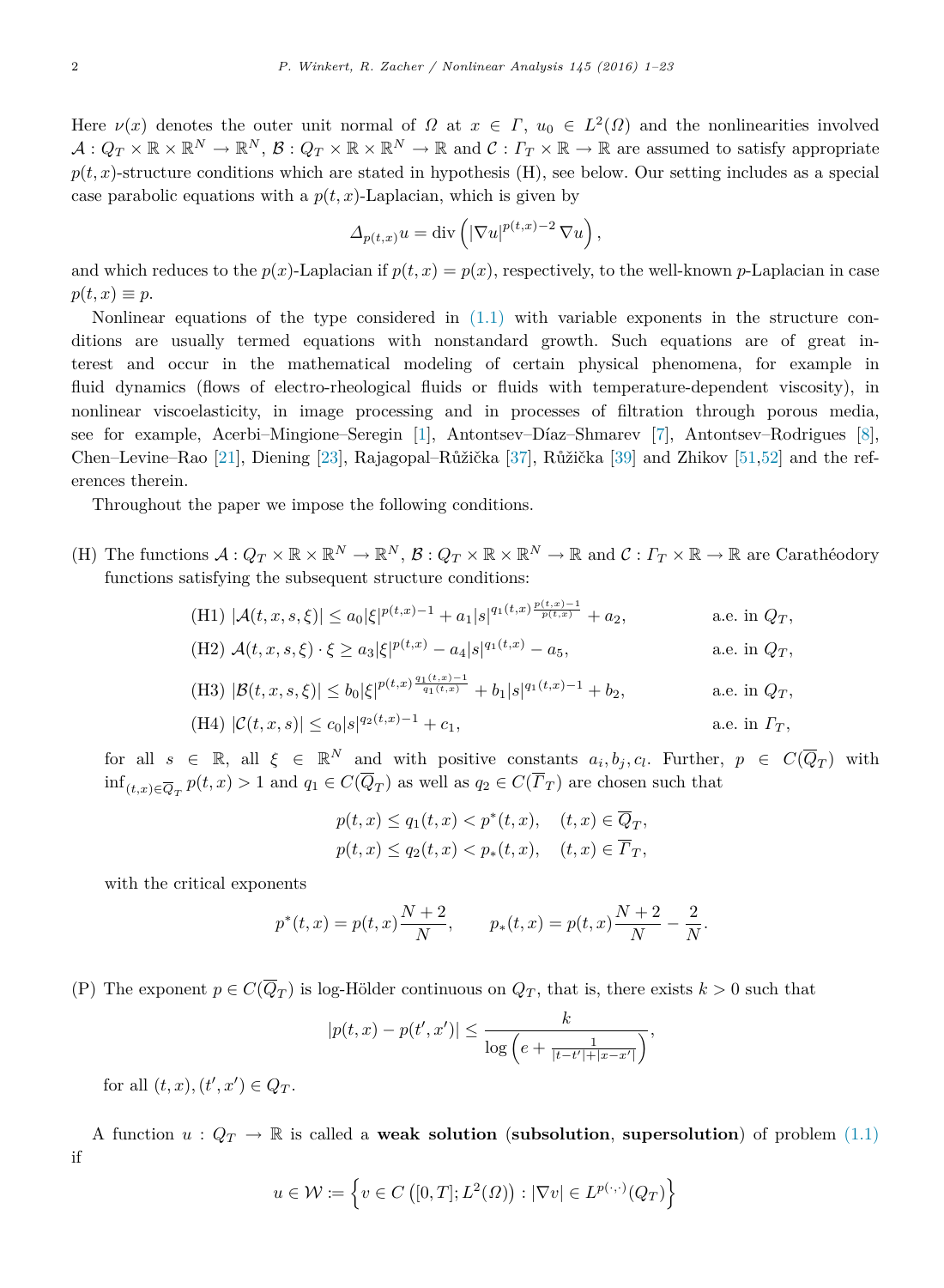Here $\nu(x)$ denotes the outer unit normal of $\Omega$ at $x \in \Gamma$, $u_0 \in L^2(\Omega)$ and the nonlinearities involved $\mathcal{A} : Q_T \times \mathbb{R} \times \mathbb{R}^N \to \mathbb{R}^N$, $\mathcal{B} : Q_T \times \mathbb{R} \times \mathbb{R}^N \to \mathbb{R}$ and $\mathcal{C} : \Gamma_T \times \mathbb{R} \to \mathbb{R}$ are assumed to satisfy appropriate $p(t,x)$-structure conditions which are stated in hypothesis (H), see below. Our setting includes as a special case parabolic equations with a $p(t,x)$-Laplacian, which is given by

$$\Delta_{p(t,x)} u = \operatorname{div}\left(|\nabla u|^{p(t,x)-2} \nabla u\right),$$

and which reduces to the $p(x)$-Laplacian if $p(t,x) = p(x)$, respectively, to the well-known $p$-Laplacian in case $p(t,x) \equiv p$.

Nonlinear equations of the type considered in (1.1) with variable exponents in the structure conditions are usually termed equations with nonstandard growth. Such equations are of great interest and occur in the mathematical modeling of certain physical phenomena, for example in fluid dynamics (flows of electro-rheological fluids or fluids with temperature-dependent viscosity), in nonlinear viscoelasticity, in image processing and in processes of filtration through porous media, see for example, Acerbi–Mingione–Seregin [1], Antontsev–Díaz–Shmarev [7], Antontsev–Rodrigues [8], Chen–Levine–Rao [21], Diening [23], Rajagopal–Růžička [37], Růžička [39] and Zhikov [51,52] and the references therein.

Throughout the paper we impose the following conditions.

(H) The functions $\mathcal{A} : Q_T \times \mathbb{R} \times \mathbb{R}^N \to \mathbb{R}^N$, $\mathcal{B} : Q_T \times \mathbb{R} \times \mathbb{R}^N \to \mathbb{R}$ and $\mathcal{C} : \Gamma_T \times \mathbb{R} \to \mathbb{R}$ are Carathéodory functions satisfying the subsequent structure conditions:

(H1) $|\mathcal{A}(t,x,s,\xi)| \leq a_0|\xi|^{p(t,x)-1} + a_1|s|^{q_1(t,x)\frac{p(t,x)-1}{p(t,x)}} + a_2,$ a.e. in $Q_T$,

(H2) $\mathcal{A}(t,x,s,\xi) \cdot \xi \geq a_3|\xi|^{p(t,x)} - a_4|s|^{q_1(t,x)} - a_5,$ a.e. in $Q_T$,

(H3) $|\mathcal{B}(t,x,s,\xi)| \leq b_0|\xi|^{p(t,x)\frac{q_1(t,x)-1}{q_1(t,x)}} + b_1|s|^{q_1(t,x)-1} + b_2,$ a.e. in $Q_T$,

(H4) $|\mathcal{C}(t,x,s)| \leq c_0|s|^{q_2(t,x)-1} + c_1,$ a.e. in $\Gamma_T$,

for all $s \in \mathbb{R}$, all $\xi \in \mathbb{R}^N$ and with positive constants $a_i, b_j, c_l$. Further, $p \in C(\overline{Q}_T)$ with $\inf_{(t,x)\in\overline{Q}_T} p(t,x) > 1$ and $q_1 \in C(\overline{Q}_T)$ as well as $q_2 \in C(\overline{\Gamma}_T)$ are chosen such that

$$p(t,x) \leq q_1(t,x) < p^*(t,x), \quad (t,x) \in \overline{Q}_T,$$
$$p(t,x) \leq q_2(t,x) < p_*(t,x), \quad (t,x) \in \overline{\Gamma}_T,$$

with the critical exponents

$$p^*(t,x) = p(t,x)\frac{N+2}{N}, \qquad p_*(t,x) = p(t,x)\frac{N+2}{N} - \frac{2}{N}.$$

(P) The exponent $p \in C(\overline{Q}_T)$ is log-Hölder continuous on $Q_T$, that is, there exists $k > 0$ such that

$$|p(t,x) - p(t',x')| \leq \frac{k}{\log\left(e + \frac{1}{|t-t'|+|x-x'|}\right)},$$

for all $(t,x), (t',x') \in Q_T$.

A function $u : Q_T \to \mathbb{R}$ is called a **weak solution** (**subsolution**, **supersolution**) of problem (1.1) if

$$u \in \mathcal{W} := \left\{ v \in C\left([0,T]; L^2(\Omega)\right) : |\nabla v| \in L^{p(\cdot,\cdot)}(Q_T) \right\}$$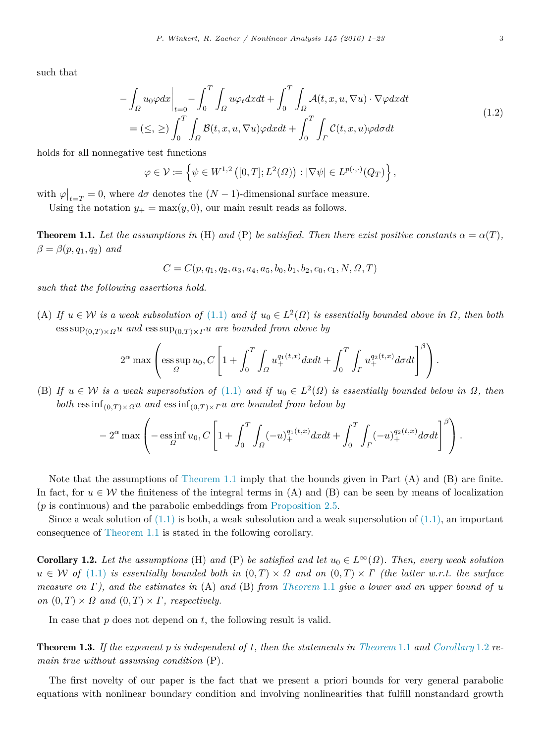such that

$$
\begin{aligned}
&- \int_\Omega u_0 \varphi dx \Big|_{t=0} - \int_0^T \int_\Omega u \varphi_t dx dt + \int_0^T \int_\Omega \mathcal{A}(t,x,u,\nabla u) \cdot \nabla \varphi dx dt \\
&= (\leq, \geq) \int_0^T \int_\Omega \mathcal{B}(t,x,u,\nabla u) \varphi dx dt + \int_0^T \int_\Gamma \mathcal{C}(t,x,u) \varphi d\sigma dt
\end{aligned}
\tag{1.2}
$$

holds for all nonnegative test functions

$$
\varphi \in \mathcal{V} := \left\{ \psi \in W^{1,2}\left([0,T]; L^2(\Omega)\right) : |\nabla \psi| \in L^{p(\cdot,\cdot)}(Q_T) \right\},
$$

with $\varphi\big|_{t=T} = 0$, where $d\sigma$ denotes the $(N-1)$-dimensional surface measure.

Using the notation $y_+ = \max(y,0)$, our main result reads as follows.

**Theorem 1.1.** *Let the assumptions in* (H) *and* (P) *be satisfied. Then there exist positive constants* $\alpha = \alpha(T)$, $\beta = \beta(p,q_1,q_2)$ *and*

$$
C = C(p,q_1,q_2,a_3,a_4,a_5,b_0,b_1,b_2,c_0,c_1,N,\Omega,T)
$$

*such that the following assertions hold.*

(A) *If* $u \in \mathcal{W}$ *is a weak subsolution of* (1.1) *and if* $u_0 \in L^2(\Omega)$ *is essentially bounded above in* $\Omega$, *then both* $\operatorname{ess\,sup}_{(0,T)\times\Omega} u$ *and* $\operatorname{ess\,sup}_{(0,T)\times\Gamma} u$ *are bounded from above by*

$$
2^\alpha \max\left( \operatorname*{ess\,sup}_\Omega u_0, C\left[1 + \int_0^T \int_\Omega u_+^{q_1(t,x)} dx dt + \int_0^T \int_\Gamma u_+^{q_2(t,x)} d\sigma dt\right]^\beta \right).
$$

(B) *If* $u \in \mathcal{W}$ *is a weak supersolution of* (1.1) *and if* $u_0 \in L^2(\Omega)$ *is essentially bounded below in* $\Omega$, *then both* $\operatorname{ess\,inf}_{(0,T)\times\Omega} u$ *and* $\operatorname{ess\,inf}_{(0,T)\times\Gamma} u$ *are bounded from below by*

$$
-2^\alpha \max\left( -\operatorname*{ess\,inf}_\Omega u_0, C\left[1 + \int_0^T \int_\Omega (-u)_+^{q_1(t,x)} dx dt + \int_0^T \int_\Gamma (-u)_+^{q_2(t,x)} d\sigma dt\right]^\beta \right).
$$

Note that the assumptions of Theorem 1.1 imply that the bounds given in Part (A) and (B) are finite. In fact, for $u \in \mathcal{W}$ the finiteness of the integral terms in (A) and (B) can be seen by means of localization ($p$ is continuous) and the parabolic embeddings from Proposition 2.5.

Since a weak solution of (1.1) is both, a weak subsolution and a weak supersolution of (1.1), an important consequence of Theorem 1.1 is stated in the following corollary.

**Corollary 1.2.** *Let the assumptions* (H) *and* (P) *be satisfied and let* $u_0 \in L^\infty(\Omega)$. *Then, every weak solution* $u \in \mathcal{W}$ *of* (1.1) *is essentially bounded both in* $(0,T)\times\Omega$ *and on* $(0,T)\times\Gamma$ *(the latter w.r.t. the surface measure on* $\Gamma$*), and the estimates in* (A) *and* (B) *from Theorem 1.1 give a lower and an upper bound of* $u$ *on* $(0,T)\times\Omega$ *and* $(0,T)\times\Gamma$, *respectively.*

In case that $p$ does not depend on $t$, the following result is valid.

**Theorem 1.3.** *If the exponent* $p$ *is independent of* $t$, *then the statements in Theorem 1.1 and Corollary 1.2 remain true without assuming condition* (P).

The first novelty of our paper is the fact that we present a priori bounds for very general parabolic equations with nonlinear boundary condition and involving nonlinearities that fulfill nonstandard growth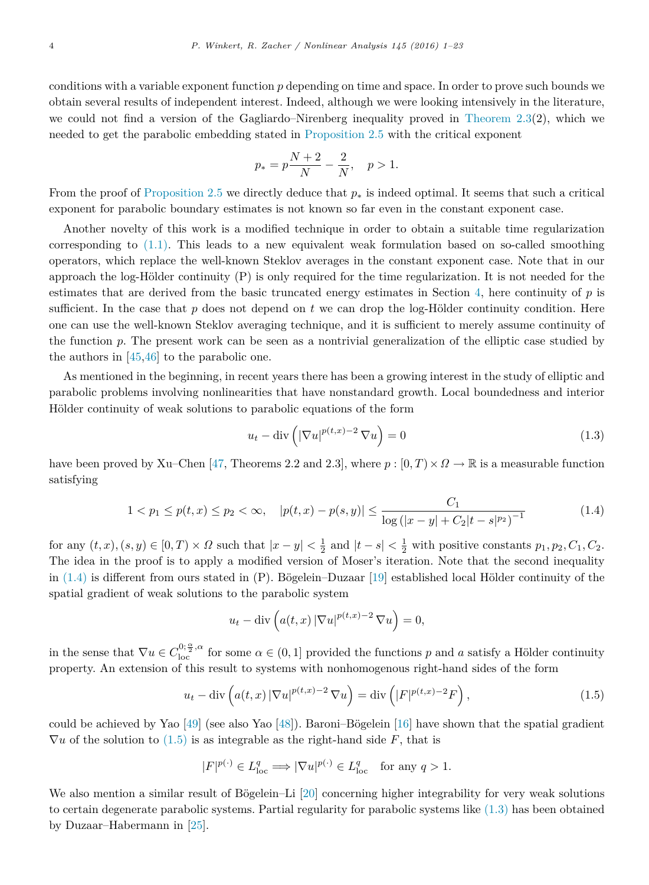conditions with a variable exponent function $p$ depending on time and space. In order to prove such bounds we obtain several results of independent interest. Indeed, although we were looking intensively in the literature, we could not find a version of the Gagliardo–Nirenberg inequality proved in Theorem 2.3(2), which we needed to get the parabolic embedding stated in Proposition 2.5 with the critical exponent

$$p_* = p\frac{N+2}{N} - \frac{2}{N}, \quad p > 1.$$

From the proof of Proposition 2.5 we directly deduce that $p_*$ is indeed optimal. It seems that such a critical exponent for parabolic boundary estimates is not known so far even in the constant exponent case.

Another novelty of this work is a modified technique in order to obtain a suitable time regularization corresponding to (1.1). This leads to a new equivalent weak formulation based on so-called smoothing operators, which replace the well-known Steklov averages in the constant exponent case. Note that in our approach the log-Hölder continuity (P) is only required for the time regularization. It is not needed for the estimates that are derived from the basic truncated energy estimates in Section 4, here continuity of $p$ is sufficient. In the case that $p$ does not depend on $t$ we can drop the log-Hölder continuity condition. Here one can use the well-known Steklov averaging technique, and it is sufficient to merely assume continuity of the function $p$. The present work can be seen as a nontrivial generalization of the elliptic case studied by the authors in [45,46] to the parabolic one.

As mentioned in the beginning, in recent years there has been a growing interest in the study of elliptic and parabolic problems involving nonlinearities that have nonstandard growth. Local boundedness and interior Hölder continuity of weak solutions to parabolic equations of the form

$$u_t - \operatorname{div}\left(|\nabla u|^{p(t,x)-2}\nabla u\right) = 0 \tag{1.3}$$

have been proved by Xu–Chen [47, Theorems 2.2 and 2.3], where $p : [0,T) \times \Omega \to \mathbb{R}$ is a measurable function satisfying

$$1 < p_1 \le p(t,x) \le p_2 < \infty, \quad |p(t,x) - p(s,y)| \le \frac{C_1}{\log\left(|x-y| + C_2|t-s|^{p_2}\right)^{-1}} \tag{1.4}$$

for any $(t,x),(s,y) \in [0,T) \times \Omega$ such that $|x-y| < \frac{1}{2}$ and $|t-s| < \frac{1}{2}$ with positive constants $p_1, p_2, C_1, C_2$. The idea in the proof is to apply a modified version of Moser's iteration. Note that the second inequality in (1.4) is different from ours stated in (P). Bögelein–Duzaar [19] established local Hölder continuity of the spatial gradient of weak solutions to the parabolic system

$$u_t - \operatorname{div}\left(a(t,x)\,|\nabla u|^{p(t,x)-2}\nabla u\right) = 0,$$

in the sense that $\nabla u \in C^{0;\frac{\alpha}{2},\alpha}_{\text{loc}}$ for some $\alpha \in (0,1]$ provided the functions $p$ and $a$ satisfy a Hölder continuity property. An extension of this result to systems with nonhomogenous right-hand sides of the form

$$u_t - \operatorname{div}\left(a(t,x)\,|\nabla u|^{p(t,x)-2}\nabla u\right) = \operatorname{div}\left(|F|^{p(t,x)-2}F\right), \tag{1.5}$$

could be achieved by Yao [49] (see also Yao [48]). Baroni–Bögelein [16] have shown that the spatial gradient $\nabla u$ of the solution to (1.5) is as integrable as the right-hand side $F$, that is

$$|F|^{p(\cdot)} \in L^q_{\text{loc}} \Longrightarrow |\nabla u|^{p(\cdot)} \in L^q_{\text{loc}} \quad \text{for any } q > 1.$$

We also mention a similar result of Bögelein–Li [20] concerning higher integrability for very weak solutions to certain degenerate parabolic systems. Partial regularity for parabolic systems like (1.3) has been obtained by Duzaar–Habermann in [25].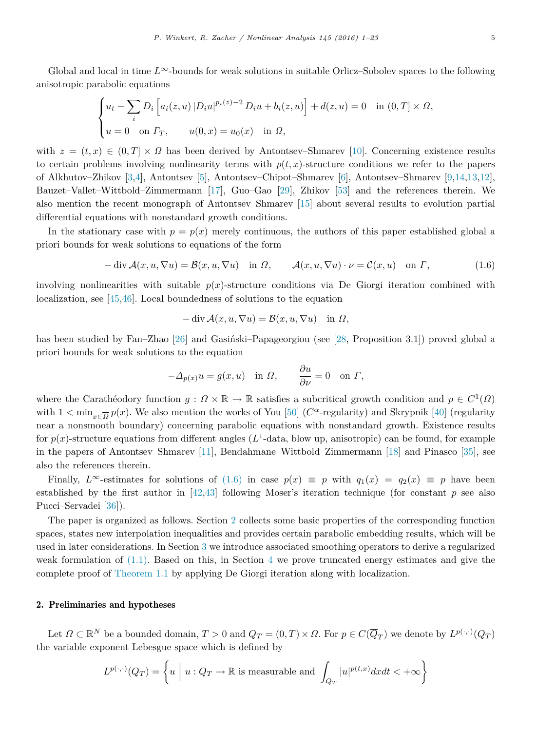Global and local in time $L^\infty$-bounds for weak solutions in suitable Orlicz–Sobolev spaces to the following anisotropic parabolic equations

$$
\begin{cases}
u_t - \sum_i D_i \left[ a_i(z,u) \left| D_i u \right|^{p_i(z)-2} D_i u + b_i(z,u) \right] + d(z,u) = 0 & \text{in } (0,T] \times \Omega, \\
u = 0 \quad \text{on } \Gamma_T, \qquad u(0,x) = u_0(x) & \text{in } \Omega,
\end{cases}
$$

with $z = (t,x) \in (0,T] \times \Omega$ has been derived by Antontsev–Shmarev [10]. Concerning existence results to certain problems involving nonlinearity terms with $p(t,x)$-structure conditions we refer to the papers of Alkhutov–Zhikov [3,4], Antontsev [5], Antontsev–Chipot–Shmarev [6], Antontsev–Shmarev [9,14,13,12], Bauzet–Vallet–Wittbold–Zimmermann [17], Guo–Gao [29], Zhikov [53] and the references therein. We also mention the recent monograph of Antontsev–Shmarev [15] about several results to evolution partial differential equations with nonstandard growth conditions.

In the stationary case with $p = p(x)$ merely continuous, the authors of this paper established global a priori bounds for weak solutions to equations of the form

$$
-\operatorname{div} \mathcal{A}(x,u,\nabla u) = \mathcal{B}(x,u,\nabla u) \quad \text{in } \Omega, \qquad \mathcal{A}(x,u,\nabla u) \cdot \nu = \mathcal{C}(x,u) \quad \text{on } \Gamma, \tag{1.6}
$$

involving nonlinearities with suitable $p(x)$-structure conditions via De Giorgi iteration combined with localization, see [45,46]. Local boundedness of solutions to the equation

$$
-\operatorname{div} \mathcal{A}(x,u,\nabla u) = \mathcal{B}(x,u,\nabla u) \quad \text{in } \Omega,
$$

has been studied by Fan–Zhao [26] and Gasiński–Papageorgiou (see [28, Proposition 3.1]) proved global a priori bounds for weak solutions to the equation

$$
-\Delta_{p(x)} u = g(x,u) \quad \text{in } \Omega, \qquad \frac{\partial u}{\partial \nu} = 0 \quad \text{on } \Gamma,
$$

where the Carathéodory function $g : \Omega \times \mathbb{R} \to \mathbb{R}$ satisfies a subcritical growth condition and $p \in C^1(\overline{\Omega})$ with $1 < \min_{x \in \overline{\Omega}} p(x)$. We also mention the works of You [50] ($C^\alpha$-regularity) and Skrypnik [40] (regularity near a nonsmooth boundary) concerning parabolic equations with nonstandard growth. Existence results for $p(x)$-structure equations from different angles ($L^1$-data, blow up, anisotropic) can be found, for example in the papers of Antontsev–Shmarev [11], Bendahmane–Wittbold–Zimmermann [18] and Pinasco [35], see also the references therein.

Finally, $L^\infty$-estimates for solutions of (1.6) in case $p(x) \equiv p$ with $q_1(x) = q_2(x) \equiv p$ have been established by the first author in [42,43] following Moser's iteration technique (for constant $p$ see also Pucci–Servadei [36]).

The paper is organized as follows. Section 2 collects some basic properties of the corresponding function spaces, states new interpolation inequalities and provides certain parabolic embedding results, which will be used in later considerations. In Section 3 we introduce associated smoothing operators to derive a regularized weak formulation of (1.1). Based on this, in Section 4 we prove truncated energy estimates and give the complete proof of Theorem 1.1 by applying De Giorgi iteration along with localization.

## 2. Preliminaries and hypotheses

Let $\Omega \subset \mathbb{R}^N$ be a bounded domain, $T > 0$ and $Q_T = (0,T) \times \Omega$. For $p \in C(\overline{Q}_T)$ we denote by $L^{p(\cdot,\cdot)}(Q_T)$ the variable exponent Lebesgue space which is defined by

$$
L^{p(\cdot,\cdot)}(Q_T) = \left\{ u \;\middle|\; u : Q_T \to \mathbb{R} \text{ is measurable and } \int_{Q_T} |u|^{p(t,x)} dx dt < +\infty \right\}
$$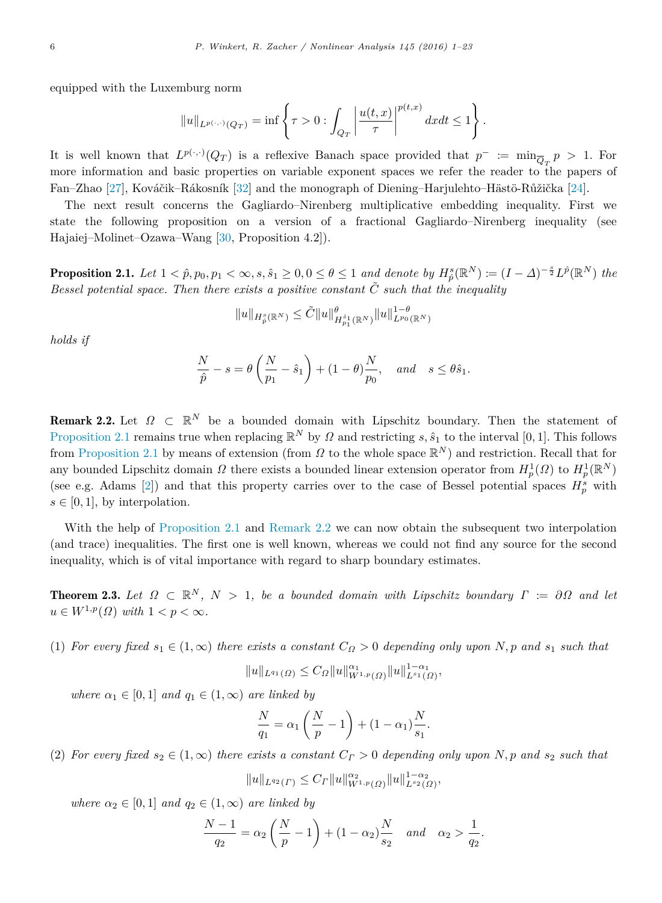equipped with the Luxemburg norm

$$\|u\|_{L^{p(\cdot,\cdot)}(Q_T)} = \inf\left\{\tau > 0 : \int_{Q_T} \left|\frac{u(t,x)}{\tau}\right|^{p(t,x)} dxdt \le 1\right\}.$$

It is well known that $L^{p(\cdot,\cdot)}(Q_T)$ is a reflexive Banach space provided that $p^- := \min_{\overline{Q}_T} p > 1$. For more information and basic properties on variable exponent spaces we refer the reader to the papers of Fan–Zhao [27], Kováčik–Rákosník [32] and the monograph of Diening–Harjulehto–Hästö-Růžička [24].

The next result concerns the Gagliardo–Nirenberg multiplicative embedding inequality. First we state the following proposition on a version of a fractional Gagliardo–Nirenberg inequality (see Hajaiej–Molinet–Ozawa–Wang [30, Proposition 4.2]).

**Proposition 2.1.** *Let $1 < \hat{p}, p_0, p_1 < \infty$, $s, \hat{s}_1 \ge 0$, $0 \le \theta \le 1$ and denote by $H^s_{\hat{p}}(\mathbb{R}^N) := (I - \Delta)^{-\frac{s}{2}} L^{\hat{p}}(\mathbb{R}^N)$ the Bessel potential space. Then there exists a positive constant $\tilde{C}$ such that the inequality*

$$\|u\|_{H^s_{\hat{p}}(\mathbb{R}^N)} \le \tilde{C}\|u\|^{\theta}_{H^{\hat{s}_1}_{p_1}(\mathbb{R}^N)}\|u\|^{1-\theta}_{L^{p_0}(\mathbb{R}^N)}$$

*holds if*

$$\frac{N}{\hat{p}} - s = \theta\left(\frac{N}{p_1} - \hat{s}_1\right) + (1-\theta)\frac{N}{p_0}, \quad \text{and} \quad s \le \theta\hat{s}_1.$$

**Remark 2.2.** Let $\Omega \subset \mathbb{R}^N$ be a bounded domain with Lipschitz boundary. Then the statement of Proposition 2.1 remains true when replacing $\mathbb{R}^N$ by $\Omega$ and restricting $s, \hat{s}_1$ to the interval $[0, 1]$. This follows from Proposition 2.1 by means of extension (from $\Omega$ to the whole space $\mathbb{R}^N$) and restriction. Recall that for any bounded Lipschitz domain $\Omega$ there exists a bounded linear extension operator from $H^1_p(\Omega)$ to $H^1_p(\mathbb{R}^N)$ (see e.g. Adams [2]) and that this property carries over to the case of Bessel potential spaces $H^s_p$ with $s \in [0, 1]$, by interpolation.

With the help of Proposition 2.1 and Remark 2.2 we can now obtain the subsequent two interpolation (and trace) inequalities. The first one is well known, whereas we could not find any source for the second inequality, which is of vital importance with regard to sharp boundary estimates.

**Theorem 2.3.** *Let $\Omega \subset \mathbb{R}^N$, $N > 1$, be a bounded domain with Lipschitz boundary $\Gamma := \partial\Omega$ and let $u \in W^{1,p}(\Omega)$ with $1 < p < \infty$.*

(1) *For every fixed $s_1 \in (1, \infty)$ there exists a constant $C_\Omega > 0$ depending only upon $N, p$ and $s_1$ such that*

$$\|u\|_{L^{q_1}(\Omega)} \le C_\Omega \|u\|^{\alpha_1}_{W^{1,p}(\Omega)}\|u\|^{1-\alpha_1}_{L^{s_1}(\Omega)},$$

*where $\alpha_1 \in [0, 1]$ and $q_1 \in (1, \infty)$ are linked by*

$$\frac{N}{q_1} = \alpha_1\left(\frac{N}{p} - 1\right) + (1-\alpha_1)\frac{N}{s_1}.$$

(2) *For every fixed $s_2 \in (1, \infty)$ there exists a constant $C_\Gamma > 0$ depending only upon $N, p$ and $s_2$ such that*

$$\|u\|_{L^{q_2}(\Gamma)} \le C_\Gamma \|u\|^{\alpha_2}_{W^{1,p}(\Omega)}\|u\|^{1-\alpha_2}_{L^{s_2}(\Omega)},$$

*where $\alpha_2 \in [0, 1]$ and $q_2 \in (1, \infty)$ are linked by*

$$\frac{N-1}{q_2} = \alpha_2\left(\frac{N}{p} - 1\right) + (1-\alpha_2)\frac{N}{s_2} \quad \text{and} \quad \alpha_2 > \frac{1}{q_2}.$$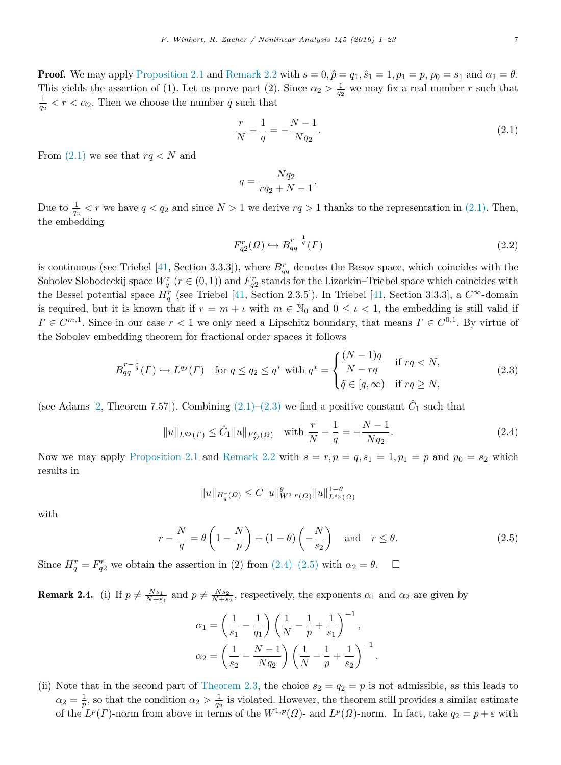**Proof.** We may apply Proposition 2.1 and Remark 2.2 with $s = 0, \hat{p} = q_1, \hat{s}_1 = 1, p_1 = p, p_0 = s_1$ and $\alpha_1 = \theta$. This yields the assertion of (1). Let us prove part (2). Since $\alpha_2 > \frac{1}{q_2}$ we may fix a real number $r$ such that $\frac{1}{q_2} < r < \alpha_2$. Then we choose the number $q$ such that

$$\frac{r}{N} - \frac{1}{q} = -\frac{N-1}{Nq_2}. \tag{2.1}$$

From (2.1) we see that $rq < N$ and

$$q = \frac{Nq_2}{rq_2 + N - 1}.$$

Due to $\frac{1}{q_2} < r$ we have $q < q_2$ and since $N > 1$ we derive $rq > 1$ thanks to the representation in (2.1). Then, the embedding

$$F^r_{q2}(\Omega) \hookrightarrow B^{r-\frac{1}{q}}_{qq}(\Gamma) \tag{2.2}$$

is continuous (see Triebel [41, Section 3.3.3]), where $B^r_{qq}$ denotes the Besov space, which coincides with the Sobolev Slobodeckij space $W^r_q$ $(r \in (0,1))$ and $F^r_{q2}$ stands for the Lizorkin–Triebel space which coincides with the Bessel potential space $H^r_q$ (see Triebel [41, Section 2.3.5]). In Triebel [41, Section 3.3.3], a $C^\infty$-domain is required, but it is known that if $r = m + \iota$ with $m \in \mathbb{N}_0$ and $0 \leq \iota < 1$, the embedding is still valid if $\Gamma \in C^{m,1}$. Since in our case $r < 1$ we only need a Lipschitz boundary, that means $\Gamma \in C^{0,1}$. By virtue of the Sobolev embedding theorem for fractional order spaces it follows

$$B^{r-\frac{1}{q}}_{qq}(\Gamma) \hookrightarrow L^{q_2}(\Gamma) \quad \text{for } q \leq q_2 \leq q^* \text{ with } q^* = \begin{cases} \dfrac{(N-1)q}{N - rq} & \text{if } rq < N, \\ \tilde{q} \in [q, \infty) & \text{if } rq \geq N, \end{cases} \tag{2.3}$$

(see Adams [2, Theorem 7.57]). Combining (2.1)–(2.3) we find a positive constant $\hat{C}_1$ such that

$$\|u\|_{L^{q_2}(\Gamma)} \leq \hat{C}_1 \|u\|_{F^r_{q2}(\Omega)} \quad \text{with } \frac{r}{N} - \frac{1}{q} = -\frac{N-1}{Nq_2}. \tag{2.4}$$

Now we may apply Proposition 2.1 and Remark 2.2 with $s = r, p = q, s_1 = 1, p_1 = p$ and $p_0 = s_2$ which results in

$$\|u\|_{H^r_q(\Omega)} \leq C \|u\|^\theta_{W^{1,p}(\Omega)} \|u\|^{1-\theta}_{L^{s_2}(\Omega)}$$

with

$$r - \frac{N}{q} = \theta \left(1 - \frac{N}{p}\right) + (1-\theta)\left(-\frac{N}{s_2}\right) \quad \text{and} \quad r \leq \theta. \tag{2.5}$$

Since $H^r_q = F^r_{q2}$ we obtain the assertion in (2) from (2.4)–(2.5) with $\alpha_2 = \theta$. $\square$

**Remark 2.4.** (i) If $p \neq \frac{Ns_1}{N+s_1}$ and $p \neq \frac{Ns_2}{N+s_2}$, respectively, the exponents $\alpha_1$ and $\alpha_2$ are given by

$$\alpha_1 = \left(\frac{1}{s_1} - \frac{1}{q_1}\right)\left(\frac{1}{N} - \frac{1}{p} + \frac{1}{s_1}\right)^{-1},$$
$$\alpha_2 = \left(\frac{1}{s_2} - \frac{N-1}{Nq_2}\right)\left(\frac{1}{N} - \frac{1}{p} + \frac{1}{s_2}\right)^{-1}.$$

(ii) Note that in the second part of Theorem 2.3, the choice $s_2 = q_2 = p$ is not admissible, as this leads to $\alpha_2 = \frac{1}{p}$, so that the condition $\alpha_2 > \frac{1}{q_2}$ is violated. However, the theorem still provides a similar estimate of the $L^p(\Gamma)$-norm from above in terms of the $W^{1,p}(\Omega)$- and $L^p(\Omega)$-norm. In fact, take $q_2 = p + \varepsilon$ with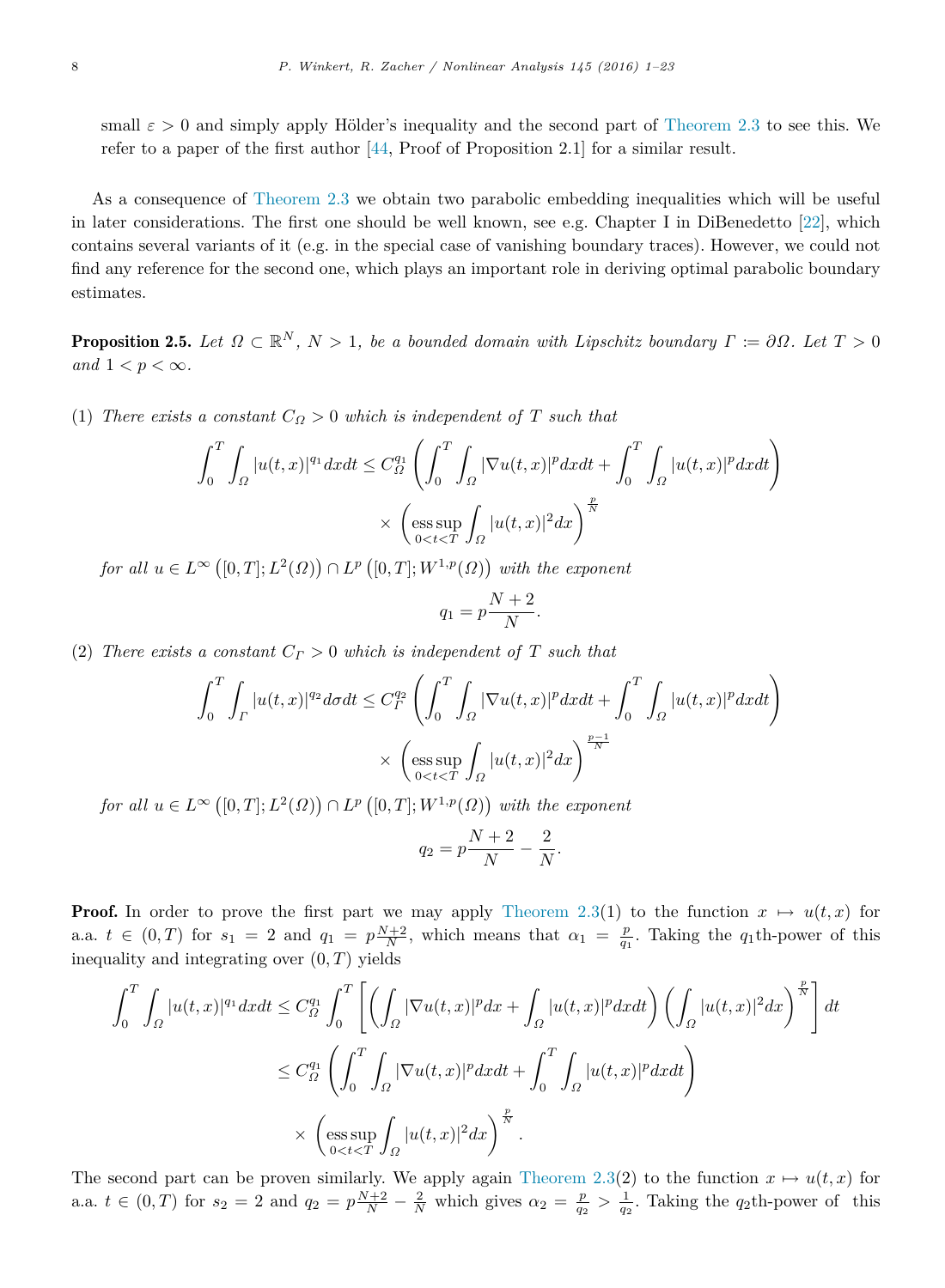small $\varepsilon > 0$ and simply apply Hölder's inequality and the second part of Theorem 2.3 to see this. We refer to a paper of the first author [44, Proof of Proposition 2.1] for a similar result.

As a consequence of Theorem 2.3 we obtain two parabolic embedding inequalities which will be useful in later considerations. The first one should be well known, see e.g. Chapter I in DiBenedetto [22], which contains several variants of it (e.g. in the special case of vanishing boundary traces). However, we could not find any reference for the second one, which plays an important role in deriving optimal parabolic boundary estimates.

**Proposition 2.5.** *Let $\Omega \subset \mathbb{R}^N$, $N > 1$, be a bounded domain with Lipschitz boundary $\Gamma := \partial\Omega$. Let $T > 0$ and $1 < p < \infty$.*

(1) *There exists a constant $C_\Omega > 0$ which is independent of $T$ such that*

$$\int_0^T \int_\Omega |u(t,x)|^{q_1} dxdt \leq C_\Omega^{q_1} \left( \int_0^T \int_\Omega |\nabla u(t,x)|^p dxdt + \int_0^T \int_\Omega |u(t,x)|^p dxdt \right) \times \left( \operatorname*{ess\,sup}_{0<t<T} \int_\Omega |u(t,x)|^2 dx \right)^{\frac{p}{N}}$$

*for all $u \in L^\infty\left([0,T]; L^2(\Omega)\right) \cap L^p\left([0,T]; W^{1,p}(\Omega)\right)$ with the exponent*

$$q_1 = p\frac{N+2}{N}.$$

(2) *There exists a constant $C_\Gamma > 0$ which is independent of $T$ such that*

$$\int_0^T \int_\Gamma |u(t,x)|^{q_2} d\sigma dt \leq C_\Gamma^{q_2} \left( \int_0^T \int_\Omega |\nabla u(t,x)|^p dxdt + \int_0^T \int_\Omega |u(t,x)|^p dxdt \right) \times \left( \operatorname*{ess\,sup}_{0<t<T} \int_\Omega |u(t,x)|^2 dx \right)^{\frac{p-1}{N}}$$

*for all $u \in L^\infty\left([0,T]; L^2(\Omega)\right) \cap L^p\left([0,T]; W^{1,p}(\Omega)\right)$ with the exponent*

$$q_2 = p\frac{N+2}{N} - \frac{2}{N}.$$

**Proof.** In order to prove the first part we may apply Theorem 2.3(1) to the function $x \mapsto u(t,x)$ for a.a. $t \in (0,T)$ for $s_1 = 2$ and $q_1 = p\frac{N+2}{N}$, which means that $\alpha_1 = \frac{p}{q_1}$. Taking the $q_1$th-power of this inequality and integrating over $(0,T)$ yields

$$\begin{aligned}
\int_0^T \int_\Omega |u(t,x)|^{q_1} dxdt &\leq C_\Omega^{q_1} \int_0^T \left[ \left( \int_\Omega |\nabla u(t,x)|^p dx + \int_\Omega |u(t,x)|^p dxdt \right) \left( \int_\Omega |u(t,x)|^2 dx \right)^{\frac{p}{N}} \right] dt \\
&\leq C_\Omega^{q_1} \left( \int_0^T \int_\Omega |\nabla u(t,x)|^p dxdt + \int_0^T \int_\Omega |u(t,x)|^p dxdt \right) \\
&\quad \times \left( \operatorname*{ess\,sup}_{0<t<T} \int_\Omega |u(t,x)|^2 dx \right)^{\frac{p}{N}}.
\end{aligned}$$

The second part can be proven similarly. We apply again Theorem 2.3(2) to the function $x \mapsto u(t,x)$ for a.a. $t \in (0,T)$ for $s_2 = 2$ and $q_2 = p\frac{N+2}{N} - \frac{2}{N}$ which gives $\alpha_2 = \frac{p}{q_2} > \frac{1}{q_2}$. Taking the $q_2$th-power of this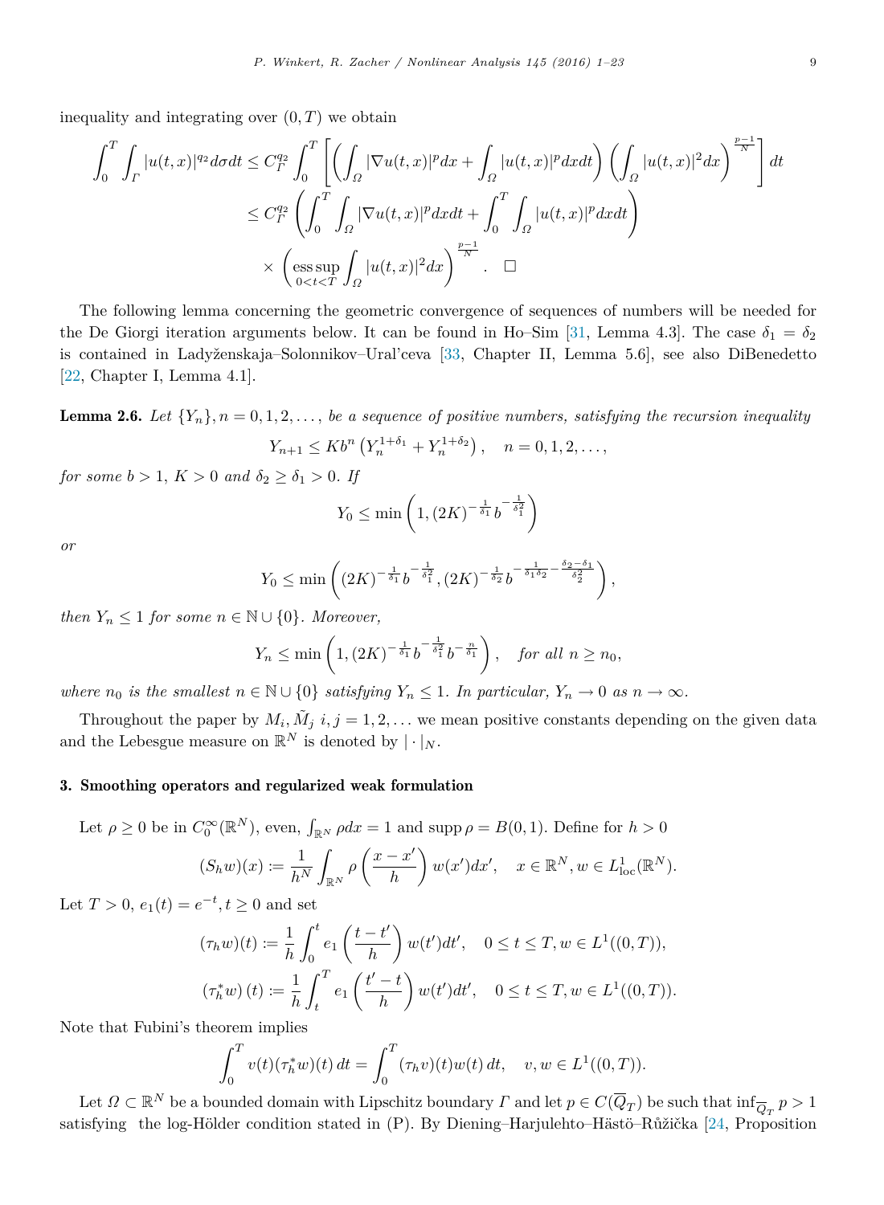inequality and integrating over $(0,T)$ we obtain

$$
\begin{aligned}
\int_0^T \int_\Gamma |u(t,x)|^{q_2} d\sigma dt &\le C_\Gamma^{q_2} \int_0^T \left[ \left( \int_\Omega |\nabla u(t,x)|^p dx + \int_\Omega |u(t,x)|^p dx dt \right) \left( \int_\Omega |u(t,x)|^2 dx \right)^{\frac{p-1}{N}} \right] dt \\
&\le C_\Gamma^{q_2} \left( \int_0^T \int_\Omega |\nabla u(t,x)|^p dx dt + \int_0^T \int_\Omega |u(t,x)|^p dx dt \right) \\
&\quad \times \left( \operatorname*{ess\,sup}_{0<t<T} \int_\Omega |u(t,x)|^2 dx \right)^{\frac{p-1}{N}}. \quad \square
\end{aligned}
$$

The following lemma concerning the geometric convergence of sequences of numbers will be needed for the De Giorgi iteration arguments below. It can be found in Ho–Sim [31, Lemma 4.3]. The case $\delta_1 = \delta_2$ is contained in Ladyženskaja–Solonnikov–Ural'ceva [33, Chapter II, Lemma 5.6], see also DiBenedetto [22, Chapter I, Lemma 4.1].

**Lemma 2.6.** *Let $\{Y_n\}, n = 0,1,2,\dots,$ be a sequence of positive numbers, satisfying the recursion inequality*

$$
Y_{n+1} \le K b^n \left( Y_n^{1+\delta_1} + Y_n^{1+\delta_2} \right), \quad n = 0,1,2,\dots,
$$

*for some $b > 1$, $K > 0$ and $\delta_2 \ge \delta_1 > 0$. If*

$$
Y_0 \le \min\left(1, (2K)^{-\frac{1}{\delta_1}} b^{-\frac{1}{\delta_1^2}}\right)
$$

*or*

$$
Y_0 \le \min\left((2K)^{-\frac{1}{\delta_1}} b^{-\frac{1}{\delta_1^2}}, (2K)^{-\frac{1}{\delta_2}} b^{-\frac{1}{\delta_1\delta_2} - \frac{\delta_2-\delta_1}{\delta_2^2}}\right),
$$

*then $Y_n \le 1$ for some $n \in \mathbb{N} \cup \{0\}$. Moreover,*

$$
Y_n \le \min\left(1, (2K)^{-\frac{1}{\delta_1}} b^{-\frac{1}{\delta_1^2}} b^{-\frac{n}{\delta_1}}\right), \quad \text{for all } n \ge n_0,
$$

*where $n_0$ is the smallest $n \in \mathbb{N} \cup \{0\}$ satisfying $Y_n \le 1$. In particular, $Y_n \to 0$ as $n \to \infty$.*

Throughout the paper by $M_i, \tilde{M}_j$ $i,j = 1,2,\dots$ we mean positive constants depending on the given data and the Lebesgue measure on $\mathbb{R}^N$ is denoted by $|\cdot|_N$.

## 3. Smoothing operators and regularized weak formulation

Let $\rho \ge 0$ be in $C_0^\infty(\mathbb{R}^N)$, even, $\int_{\mathbb{R}^N} \rho dx = 1$ and $\operatorname{supp} \rho = B(0,1)$. Define for $h > 0$

$$
(S_h w)(x) := \frac{1}{h^N} \int_{\mathbb{R}^N} \rho\left(\frac{x-x'}{h}\right) w(x') dx', \quad x \in \mathbb{R}^N, w \in L^1_{\text{loc}}(\mathbb{R}^N).
$$

Let $T > 0$, $e_1(t) = e^{-t}, t \ge 0$ and set

$$
\begin{aligned}
(\tau_h w)(t) &:= \frac{1}{h} \int_0^t e_1\left(\frac{t-t'}{h}\right) w(t') dt', \quad 0 \le t \le T, w \in L^1((0,T)), \\
(\tau_h^* w)(t) &:= \frac{1}{h} \int_t^T e_1\left(\frac{t'-t}{h}\right) w(t') dt', \quad 0 \le t \le T, w \in L^1((0,T)).
\end{aligned}
$$

Note that Fubini's theorem implies

$$
\int_0^T v(t)(\tau_h^* w)(t)\, dt = \int_0^T (\tau_h v)(t) w(t)\, dt, \quad v, w \in L^1((0,T)).
$$

Let $\Omega \subset \mathbb{R}^N$ be a bounded domain with Lipschitz boundary $\Gamma$ and let $p \in C(\overline{Q}_T)$ be such that $\inf_{\overline{Q}_T} p > 1$ satisfying the log-Hölder condition stated in (P). By Diening–Harjulehto–Hästö–Růžička [24, Proposition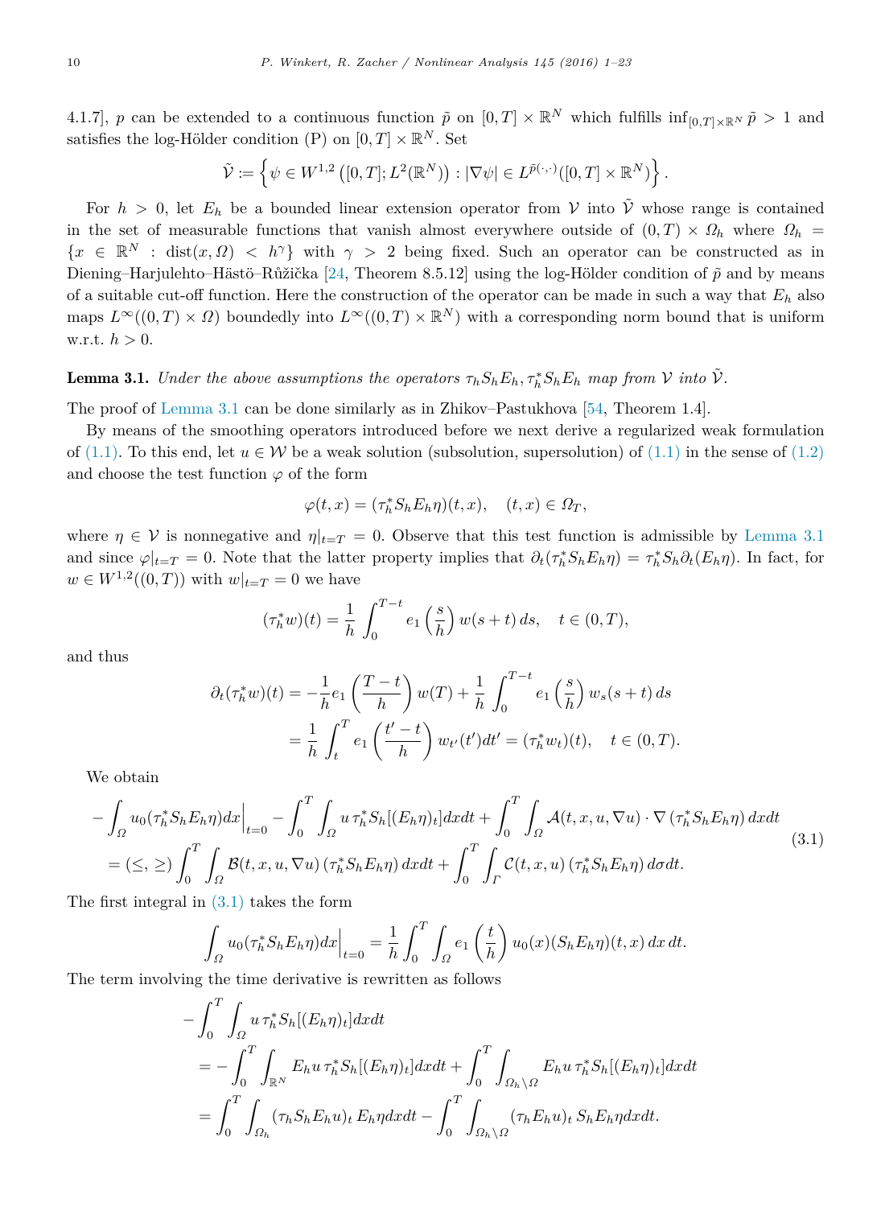4.1.7], $p$ can be extended to a continuous function $\tilde{p}$ on $[0,T] \times \mathbb{R}^N$ which fulfills $\inf_{[0,T]\times\mathbb{R}^N} \tilde{p} > 1$ and satisfies the log-Hölder condition (P) on $[0,T] \times \mathbb{R}^N$. Set

$$\tilde{\mathcal{V}} := \left\{ \psi \in W^{1,2}\left([0,T]; L^2(\mathbb{R}^N)\right) : |\nabla \psi| \in L^{\tilde{p}(\cdot,\cdot)}([0,T] \times \mathbb{R}^N) \right\}.$$

For $h > 0$, let $E_h$ be a bounded linear extension operator from $\mathcal{V}$ into $\tilde{\mathcal{V}}$ whose range is contained in the set of measurable functions that vanish almost everywhere outside of $(0,T) \times \Omega_h$ where $\Omega_h = \{x \in \mathbb{R}^N : \operatorname{dist}(x,\Omega) < h^\gamma\}$ with $\gamma > 2$ being fixed. Such an operator can be constructed as in Diening–Harjulehto–Hästö–Růžička [24, Theorem 8.5.12] using the log-Hölder condition of $\tilde{p}$ and by means of a suitable cut-off function. Here the construction of the operator can be made in such a way that $E_h$ also maps $L^\infty((0,T) \times \Omega)$ boundedly into $L^\infty((0,T) \times \mathbb{R}^N)$ with a corresponding norm bound that is uniform w.r.t. $h > 0$.

**Lemma 3.1.** *Under the above assumptions the operators $\tau_h S_h E_h, \tau_h^* S_h E_h$ map from $\mathcal{V}$ into $\tilde{\mathcal{V}}$.*

The proof of Lemma 3.1 can be done similarly as in Zhikov–Pastukhova [54, Theorem 1.4].

By means of the smoothing operators introduced before we next derive a regularized weak formulation of (1.1). To this end, let $u \in \mathcal{W}$ be a weak solution (subsolution, supersolution) of (1.1) in the sense of (1.2) and choose the test function $\varphi$ of the form

$$\varphi(t,x) = (\tau_h^* S_h E_h \eta)(t,x), \quad (t,x) \in \Omega_T,$$

where $\eta \in \mathcal{V}$ is nonnegative and $\eta|_{t=T} = 0$. Observe that this test function is admissible by Lemma 3.1 and since $\varphi|_{t=T} = 0$. Note that the latter property implies that $\partial_t(\tau_h^* S_h E_h \eta) = \tau_h^* S_h \partial_t(E_h \eta)$. In fact, for $w \in W^{1,2}((0,T))$ with $w|_{t=T} = 0$ we have

$$(\tau_h^* w)(t) = \frac{1}{h} \int_0^{T-t} e_1\left(\frac{s}{h}\right) w(s+t)\, ds, \quad t \in (0,T),$$

and thus

$$\begin{aligned}
\partial_t(\tau_h^* w)(t) &= -\frac{1}{h} e_1\left(\frac{T-t}{h}\right) w(T) + \frac{1}{h} \int_0^{T-t} e_1\left(\frac{s}{h}\right) w_s(s+t)\, ds \\
&= \frac{1}{h} \int_t^T e_1\left(\frac{t'-t}{h}\right) w_{t'}(t') dt' = (\tau_h^* w_t)(t), \quad t \in (0,T).
\end{aligned}$$

We obtain

$$\begin{aligned}
&-\int_\Omega u_0 (\tau_h^* S_h E_h \eta) dx \Big|_{t=0} - \int_0^T \int_\Omega u\, \tau_h^* S_h[(E_h\eta)_t] dx dt + \int_0^T \int_\Omega \mathcal{A}(t,x,u,\nabla u) \cdot \nabla\left(\tau_h^* S_h E_h \eta\right) dx dt \\
&= (\le, \ge) \int_0^T \int_\Omega \mathcal{B}(t,x,u,\nabla u) \left(\tau_h^* S_h E_h \eta\right) dx dt + \int_0^T \int_\Gamma \mathcal{C}(t,x,u) \left(\tau_h^* S_h E_h \eta\right) d\sigma dt.
\end{aligned} \tag{3.1}$$

The first integral in (3.1) takes the form

$$\int_\Omega u_0 (\tau_h^* S_h E_h \eta) dx \Big|_{t=0} = \frac{1}{h} \int_0^T \int_\Omega e_1\left(\frac{t}{h}\right) u_0(x) (S_h E_h \eta)(t,x)\, dx\, dt.$$

The term involving the time derivative is rewritten as follows

$$\begin{aligned}
&-\int_0^T \int_\Omega u\, \tau_h^* S_h[(E_h\eta)_t] dx dt \\
&= -\int_0^T \int_{\mathbb{R}^N} E_h u\, \tau_h^* S_h[(E_h\eta)_t] dx dt + \int_0^T \int_{\Omega_h \setminus \Omega} E_h u\, \tau_h^* S_h[(E_h\eta)_t] dx dt \\
&= \int_0^T \int_{\Omega_h} (\tau_h S_h E_h u)_t\, E_h \eta dx dt - \int_0^T \int_{\Omega_h \setminus \Omega} (\tau_h E_h u)_t\, S_h E_h \eta dx dt.
\end{aligned}$$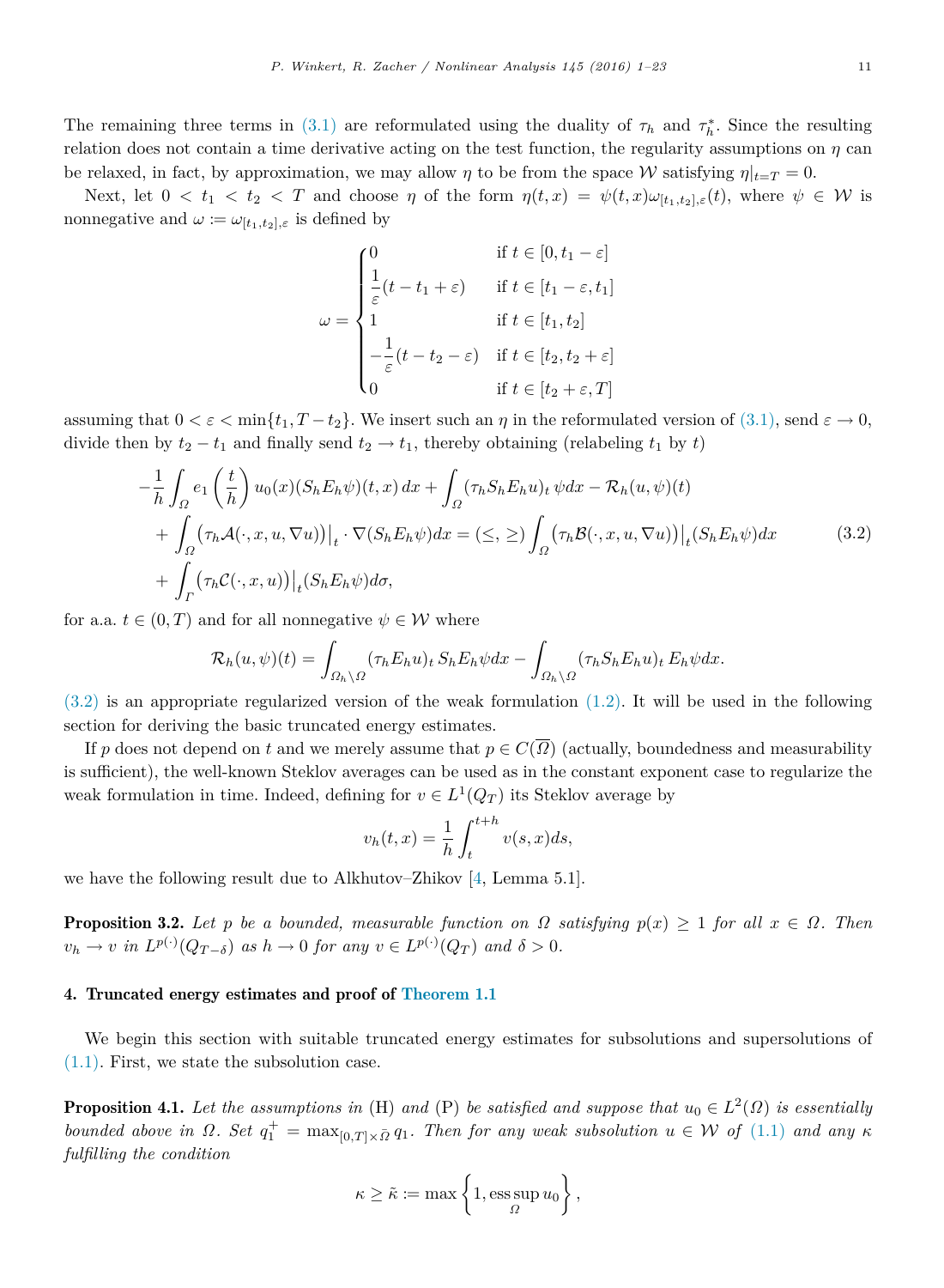The remaining three terms in (3.1) are reformulated using the duality of $\tau_h$ and $\tau_h^*$. Since the resulting relation does not contain a time derivative acting on the test function, the regularity assumptions on $\eta$ can be relaxed, in fact, by approximation, we may allow $\eta$ to be from the space $\mathcal{W}$ satisfying $\eta|_{t=T} = 0$.

Next, let $0 < t_1 < t_2 < T$ and choose $\eta$ of the form $\eta(t,x) = \psi(t,x)\omega_{[t_1,t_2],\varepsilon}(t)$, where $\psi \in \mathcal{W}$ is nonnegative and $\omega := \omega_{[t_1,t_2],\varepsilon}$ is defined by

$$
\omega = \begin{cases} 0 & \text{if } t \in [0, t_1 - \varepsilon] \\ \dfrac{1}{\varepsilon}(t - t_1 + \varepsilon) & \text{if } t \in [t_1 - \varepsilon, t_1] \\ 1 & \text{if } t \in [t_1, t_2] \\ -\dfrac{1}{\varepsilon}(t - t_2 - \varepsilon) & \text{if } t \in [t_2, t_2 + \varepsilon] \\ 0 & \text{if } t \in [t_2 + \varepsilon, T] \end{cases}
$$

assuming that $0 < \varepsilon < \min\{t_1, T - t_2\}$. We insert such an $\eta$ in the reformulated version of (3.1), send $\varepsilon \to 0$, divide then by $t_2 - t_1$ and finally send $t_2 \to t_1$, thereby obtaining (relabeling $t_1$ by $t$)

$$
\begin{aligned}
&-\frac{1}{h}\int_\Omega e_1\left(\frac{t}{h}\right) u_0(x)(S_h E_h \psi)(t,x)\,dx + \int_\Omega (\tau_h S_h E_h u)_t\, \psi dx - \mathcal{R}_h(u,\psi)(t) \\
&+ \int_\Omega \big(\tau_h \mathcal{A}(\cdot, x, u, \nabla u)\big)\big|_t \cdot \nabla(S_h E_h \psi) dx = (\le, \ge) \int_\Omega \big(\tau_h \mathcal{B}(\cdot, x, u, \nabla u)\big)\big|_t (S_h E_h \psi) dx \qquad (3.2)\\
&+ \int_\Gamma \big(\tau_h \mathcal{C}(\cdot, x, u)\big)\big|_t (S_h E_h \psi) d\sigma,
\end{aligned}
$$

for a.a. $t \in (0,T)$ and for all nonnegative $\psi \in \mathcal{W}$ where

$$
\mathcal{R}_h(u,\psi)(t) = \int_{\Omega_h \setminus \Omega} (\tau_h E_h u)_t\, S_h E_h \psi dx - \int_{\Omega_h \setminus \Omega} (\tau_h S_h E_h u)_t\, E_h \psi dx.
$$

(3.2) is an appropriate regularized version of the weak formulation (1.2). It will be used in the following section for deriving the basic truncated energy estimates.

If $p$ does not depend on $t$ and we merely assume that $p \in C(\overline{\Omega})$ (actually, boundedness and measurability is sufficient), the well-known Steklov averages can be used as in the constant exponent case to regularize the weak formulation in time. Indeed, defining for $v \in L^1(Q_T)$ its Steklov average by

$$
v_h(t,x) = \frac{1}{h}\int_t^{t+h} v(s,x) ds,
$$

we have the following result due to Alkhutov–Zhikov [4, Lemma 5.1].

**Proposition 3.2.** *Let $p$ be a bounded, measurable function on $\Omega$ satisfying $p(x) \ge 1$ for all $x \in \Omega$. Then $v_h \to v$ in $L^{p(\cdot)}(Q_{T-\delta})$ as $h \to 0$ for any $v \in L^{p(\cdot)}(Q_T)$ and $\delta > 0$.*

## 4. Truncated energy estimates and proof of Theorem 1.1

We begin this section with suitable truncated energy estimates for subsolutions and supersolutions of (1.1). First, we state the subsolution case.

**Proposition 4.1.** *Let the assumptions in* (H) *and* (P) *be satisfied and suppose that $u_0 \in L^2(\Omega)$ is essentially bounded above in $\Omega$. Set $q_1^+ = \max_{[0,T]\times\overline{\Omega}} q_1$. Then for any weak subsolution $u \in \mathcal{W}$ of* (1.1) *and any $\kappa$ fulfilling the condition*

$$
\kappa \ge \tilde{\kappa} := \max\left\{1, \operatorname*{ess\,sup}_{\Omega} u_0\right\},
$$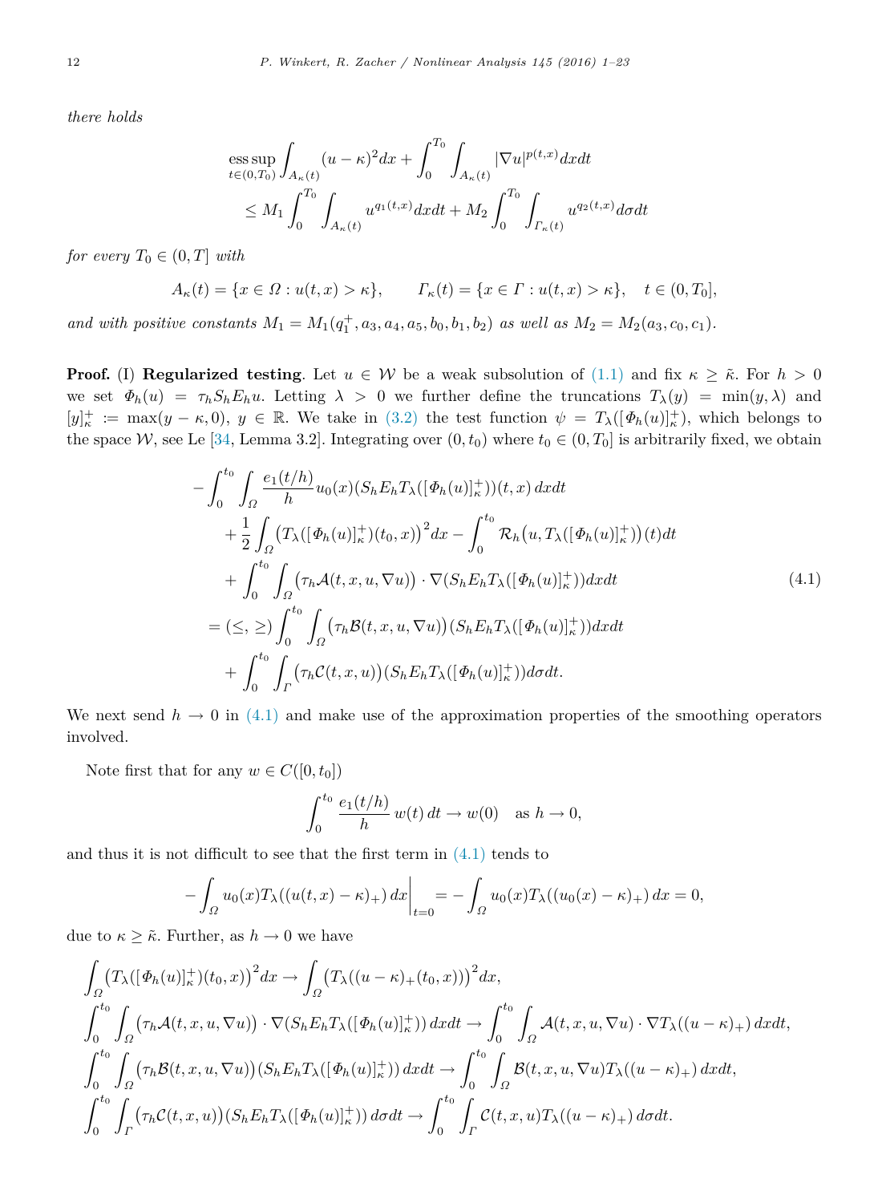*there holds*

$$\operatorname*{ess\,sup}_{t\in(0,T_0)} \int_{A_\kappa(t)} (u-\kappa)^2 dx + \int_0^{T_0} \int_{A_\kappa(t)} |\nabla u|^{p(t,x)} dxdt$$
$$\leq M_1 \int_0^{T_0} \int_{A_\kappa(t)} u^{q_1(t,x)} dxdt + M_2 \int_0^{T_0} \int_{\Gamma_\kappa(t)} u^{q_2(t,x)} d\sigma dt$$

*for every* $T_0 \in (0,T]$ *with*

$$A_\kappa(t) = \{x \in \Omega : u(t,x) > \kappa\}, \qquad \Gamma_\kappa(t) = \{x \in \Gamma : u(t,x) > \kappa\}, \quad t \in (0,T_0],$$

*and with positive constants* $M_1 = M_1(q_1^+, a_3, a_4, a_5, b_0, b_1, b_2)$ *as well as* $M_2 = M_2(a_3, c_0, c_1)$.

**Proof.** (I) **Regularized testing**. Let $u \in \mathcal{W}$ be a weak subsolution of (1.1) and fix $\kappa \geq \tilde{\kappa}$. For $h > 0$ we set $\Phi_h(u) = \tau_h S_h E_h u$. Letting $\lambda > 0$ we further define the truncations $T_\lambda(y) = \min(y, \lambda)$ and $[y]_\kappa^+ := \max(y-\kappa, 0)$, $y \in \mathbb{R}$. We take in (3.2) the test function $\psi = T_\lambda([\Phi_h(u)]_\kappa^+)$, which belongs to the space $\mathcal{W}$, see Le [34, Lemma 3.2]. Integrating over $(0,t_0)$ where $t_0 \in (0,T_0]$ is arbitrarily fixed, we obtain

$$\begin{aligned}
&-\int_0^{t_0} \int_\Omega \frac{e_1(t/h)}{h} u_0(x) (S_h E_h T_\lambda([\Phi_h(u)]_\kappa^+))(t,x)\, dxdt \\
&\quad + \frac{1}{2} \int_\Omega \big(T_\lambda([\Phi_h(u)]_\kappa^+)(t_0,x)\big)^2 dx - \int_0^{t_0} \mathcal{R}_h\big(u, T_\lambda([\Phi_h(u)]_\kappa^+)\big)(t) dt \\
&\quad + \int_0^{t_0} \int_\Omega \big(\tau_h \mathcal{A}(t,x,u,\nabla u)\big) \cdot \nabla (S_h E_h T_\lambda([\Phi_h(u)]_\kappa^+)) dxdt \\
&= (\leq, \geq) \int_0^{t_0} \int_\Omega \big(\tau_h \mathcal{B}(t,x,u,\nabla u)\big) (S_h E_h T_\lambda([\Phi_h(u)]_\kappa^+)) dxdt \\
&\quad + \int_0^{t_0} \int_\Gamma \big(\tau_h \mathcal{C}(t,x,u)\big) (S_h E_h T_\lambda([\Phi_h(u)]_\kappa^+)) d\sigma dt.
\end{aligned} \tag{4.1}$$

We next send $h \to 0$ in (4.1) and make use of the approximation properties of the smoothing operators involved.

Note first that for any $w \in C([0,t_0])$

$$\int_0^{t_0} \frac{e_1(t/h)}{h}\, w(t)\, dt \to w(0) \quad \text{as } h \to 0,$$

and thus it is not difficult to see that the first term in (4.1) tends to

$$-\int_\Omega u_0(x) T_\lambda((u(t,x)-\kappa)_+)\, dx \Big|_{t=0} = -\int_\Omega u_0(x) T_\lambda((u_0(x)-\kappa)_+)\, dx = 0,$$

due to $\kappa \geq \tilde{\kappa}$. Further, as $h \to 0$ we have

$$\begin{aligned}
&\int_\Omega \big(T_\lambda([\Phi_h(u)]_\kappa^+)(t_0,x)\big)^2 dx \to \int_\Omega \big(T_\lambda((u-\kappa)_+(t_0,x))\big)^2 dx, \\
&\int_0^{t_0} \int_\Omega \big(\tau_h \mathcal{A}(t,x,u,\nabla u)\big) \cdot \nabla (S_h E_h T_\lambda([\Phi_h(u)]_\kappa^+))\, dxdt \to \int_0^{t_0} \int_\Omega \mathcal{A}(t,x,u,\nabla u) \cdot \nabla T_\lambda((u-\kappa)_+)\, dxdt, \\
&\int_0^{t_0} \int_\Omega \big(\tau_h \mathcal{B}(t,x,u,\nabla u)\big) (S_h E_h T_\lambda([\Phi_h(u)]_\kappa^+))\, dxdt \to \int_0^{t_0} \int_\Omega \mathcal{B}(t,x,u,\nabla u) T_\lambda((u-\kappa)_+)\, dxdt, \\
&\int_0^{t_0} \int_\Gamma \big(\tau_h \mathcal{C}(t,x,u)\big) (S_h E_h T_\lambda([\Phi_h(u)]_\kappa^+))\, d\sigma dt \to \int_0^{t_0} \int_\Gamma \mathcal{C}(t,x,u) T_\lambda((u-\kappa)_+)\, d\sigma dt.
\end{aligned}$$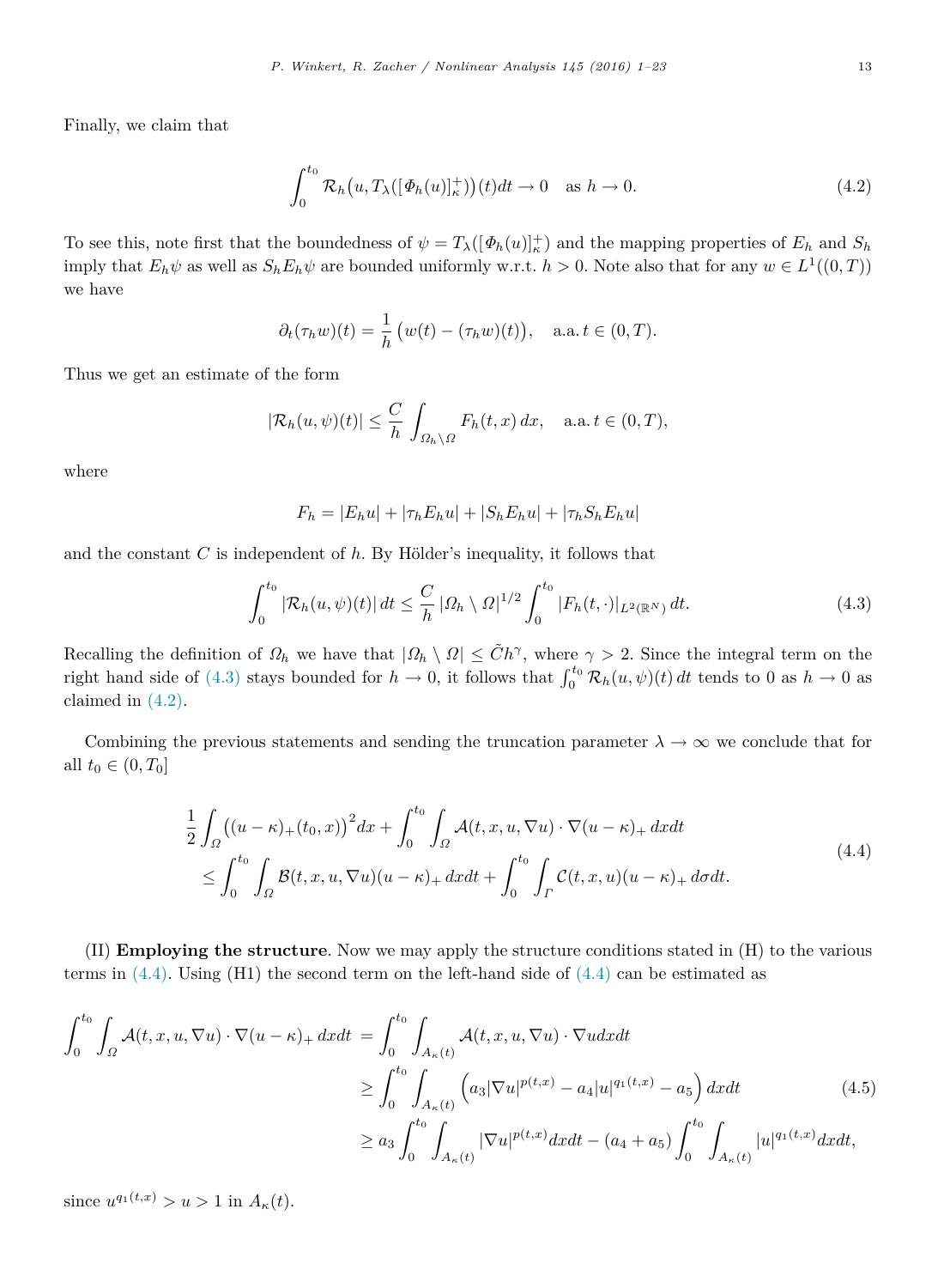Finally, we claim that

$$\int_0^{t_0} \mathcal{R}_h\big(u, T_\lambda([\Phi_h(u)]_\kappa^+)\big)(t)dt \to 0 \quad \text{as } h \to 0. \tag{4.2}$$

To see this, note first that the boundedness of $\psi = T_\lambda([\Phi_h(u)]_\kappa^+)$ and the mapping properties of $E_h$ and $S_h$ imply that $E_h\psi$ as well as $S_h E_h \psi$ are bounded uniformly w.r.t. $h > 0$. Note also that for any $w \in L^1((0,T))$ we have

$$\partial_t(\tau_h w)(t) = \frac{1}{h}\big(w(t) - (\tau_h w)(t)\big), \quad \text{a.a. } t \in (0,T).$$

Thus we get an estimate of the form

$$|\mathcal{R}_h(u,\psi)(t)| \leq \frac{C}{h} \int_{\Omega_h \setminus \Omega} F_h(t,x)\,dx, \quad \text{a.a. } t \in (0,T),$$

where

$$F_h = |E_h u| + |\tau_h E_h u| + |S_h E_h u| + |\tau_h S_h E_h u|$$

and the constant $C$ is independent of $h$. By Hölder's inequality, it follows that

$$\int_0^{t_0} |\mathcal{R}_h(u,\psi)(t)|\,dt \leq \frac{C}{h}\,|\Omega_h \setminus \Omega|^{1/2} \int_0^{t_0} |F_h(t,\cdot)|_{L^2(\mathbb{R}^N)}\,dt. \tag{4.3}$$

Recalling the definition of $\Omega_h$ we have that $|\Omega_h \setminus \Omega| \leq \tilde{C}h^\gamma$, where $\gamma > 2$. Since the integral term on the right hand side of (4.3) stays bounded for $h \to 0$, it follows that $\int_0^{t_0} \mathcal{R}_h(u,\psi)(t)\,dt$ tends to 0 as $h \to 0$ as claimed in (4.2).

Combining the previous statements and sending the truncation parameter $\lambda \to \infty$ we conclude that for all $t_0 \in (0, T_0]$

$$\begin{aligned}
&\frac{1}{2}\int_\Omega \big((u-\kappa)_+(t_0,x)\big)^2 dx + \int_0^{t_0}\int_\Omega \mathcal{A}(t,x,u,\nabla u)\cdot \nabla(u-\kappa)_+\,dxdt \\
&\quad \leq \int_0^{t_0}\int_\Omega \mathcal{B}(t,x,u,\nabla u)(u-\kappa)_+\,dxdt + \int_0^{t_0}\int_\Gamma \mathcal{C}(t,x,u)(u-\kappa)_+\,d\sigma dt.
\end{aligned} \tag{4.4}$$

(II) **Employing the structure**. Now we may apply the structure conditions stated in (H) to the various terms in (4.4). Using (H1) the second term on the left-hand side of (4.4) can be estimated as

$$\begin{aligned}
\int_0^{t_0}\int_\Omega \mathcal{A}(t,x,u,\nabla u)\cdot\nabla(u-\kappa)_+\,dxdt &= \int_0^{t_0}\int_{A_\kappa(t)} \mathcal{A}(t,x,u,\nabla u)\cdot\nabla u dxdt \\
&\geq \int_0^{t_0}\int_{A_\kappa(t)} \Big(a_3|\nabla u|^{p(t,x)} - a_4|u|^{q_1(t,x)} - a_5\Big)\,dxdt \\
&\geq a_3\int_0^{t_0}\int_{A_\kappa(t)} |\nabla u|^{p(t,x)}dxdt - (a_4+a_5)\int_0^{t_0}\int_{A_\kappa(t)} |u|^{q_1(t,x)}dxdt,
\end{aligned} \tag{4.5}$$

since $u^{q_1(t,x)} > u > 1$ in $A_\kappa(t)$.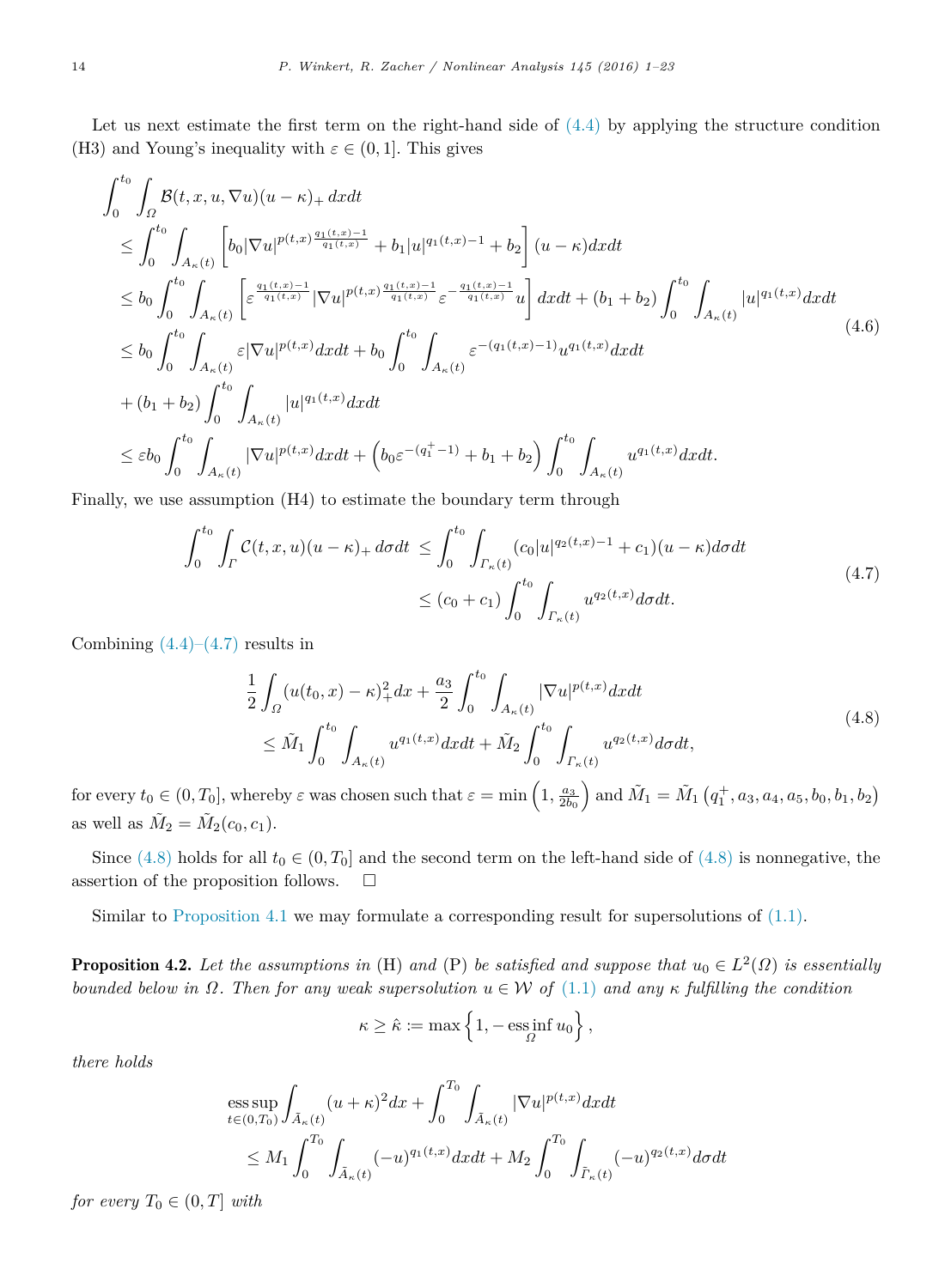Let us next estimate the first term on the right-hand side of (4.4) by applying the structure condition (H3) and Young's inequality with $\varepsilon \in (0,1]$. This gives

$$
\begin{aligned}
&\int_0^{t_0}\int_\Omega \mathcal{B}(t,x,u,\nabla u)(u-\kappa)_+\,dxdt \\
&\leq \int_0^{t_0}\int_{A_\kappa(t)} \left[b_0|\nabla u|^{p(t,x)\frac{q_1(t,x)-1}{q_1(t,x)}} + b_1|u|^{q_1(t,x)-1} + b_2\right](u-\kappa)dxdt \\
&\leq b_0\int_0^{t_0}\int_{A_\kappa(t)} \left[\varepsilon^{\frac{q_1(t,x)-1}{q_1(t,x)}}|\nabla u|^{p(t,x)\frac{q_1(t,x)-1}{q_1(t,x)}}\varepsilon^{-\frac{q_1(t,x)-1}{q_1(t,x)}}u\right]dxdt + (b_1+b_2)\int_0^{t_0}\int_{A_\kappa(t)}|u|^{q_1(t,x)}dxdt \\
&\leq b_0\int_0^{t_0}\int_{A_\kappa(t)}\varepsilon|\nabla u|^{p(t,x)}dxdt + b_0\int_0^{t_0}\int_{A_\kappa(t)}\varepsilon^{-(q_1(t,x)-1)}u^{q_1(t,x)}dxdt \\
&+ (b_1+b_2)\int_0^{t_0}\int_{A_\kappa(t)}|u|^{q_1(t,x)}dxdt \\
&\leq \varepsilon b_0\int_0^{t_0}\int_{A_\kappa(t)}|\nabla u|^{p(t,x)}dxdt + \left(b_0\varepsilon^{-(q_1^+-1)} + b_1 + b_2\right)\int_0^{t_0}\int_{A_\kappa(t)}u^{q_1(t,x)}dxdt.
\end{aligned}
\tag{4.6}
$$

Finally, we use assumption (H4) to estimate the boundary term through

$$
\begin{aligned}
\int_0^{t_0}\int_\Gamma \mathcal{C}(t,x,u)(u-\kappa)_+\,d\sigma dt &\leq \int_0^{t_0}\int_{\Gamma_\kappa(t)}(c_0|u|^{q_2(t,x)-1}+c_1)(u-\kappa)d\sigma dt \\
&\leq (c_0+c_1)\int_0^{t_0}\int_{\Gamma_\kappa(t)}u^{q_2(t,x)}d\sigma dt.
\end{aligned}
\tag{4.7}
$$

Combining (4.4)–(4.7) results in

$$
\begin{aligned}
&\frac{1}{2}\int_\Omega (u(t_0,x)-\kappa)_+^2dx + \frac{a_3}{2}\int_0^{t_0}\int_{A_\kappa(t)}|\nabla u|^{p(t,x)}dxdt \\
&\qquad\leq \tilde{M}_1\int_0^{t_0}\int_{A_\kappa(t)}u^{q_1(t,x)}dxdt + \tilde{M}_2\int_0^{t_0}\int_{\Gamma_\kappa(t)}u^{q_2(t,x)}d\sigma dt,
\end{aligned}
\tag{4.8}
$$

for every $t_0 \in (0,T_0]$, whereby $\varepsilon$ was chosen such that $\varepsilon = \min\left(1, \frac{a_3}{2b_0}\right)$ and $\tilde{M}_1 = \tilde{M}_1\left(q_1^+, a_3, a_4, a_5, b_0, b_1, b_2\right)$ as well as $\tilde{M}_2 = \tilde{M}_2(c_0, c_1)$.

Since (4.8) holds for all $t_0 \in (0,T_0]$ and the second term on the left-hand side of (4.8) is nonnegative, the assertion of the proposition follows. $\square$

Similar to Proposition 4.1 we may formulate a corresponding result for supersolutions of (1.1).

**Proposition 4.2.** *Let the assumptions in* (H) *and* (P) *be satisfied and suppose that $u_0 \in L^2(\Omega)$ is essentially bounded below in $\Omega$. Then for any weak supersolution $u \in \mathcal{W}$ of* (1.1) *and any $\kappa$ fulfilling the condition*

$$
\kappa \geq \hat{\kappa} := \max\left\{1, -\operatorname*{ess\,inf}_\Omega u_0\right\},
$$

*there holds*

$$
\begin{aligned}
&\operatorname*{ess\,sup}_{t\in(0,T_0)}\int_{\tilde{A}_\kappa(t)}(u+\kappa)^2dx + \int_0^{T_0}\int_{\tilde{A}_\kappa(t)}|\nabla u|^{p(t,x)}dxdt \\
&\qquad\leq M_1\int_0^{T_0}\int_{\tilde{A}_\kappa(t)}(-u)^{q_1(t,x)}dxdt + M_2\int_0^{T_0}\int_{\tilde{\Gamma}_\kappa(t)}(-u)^{q_2(t,x)}d\sigma dt
\end{aligned}
$$

*for every $T_0 \in (0,T]$ with*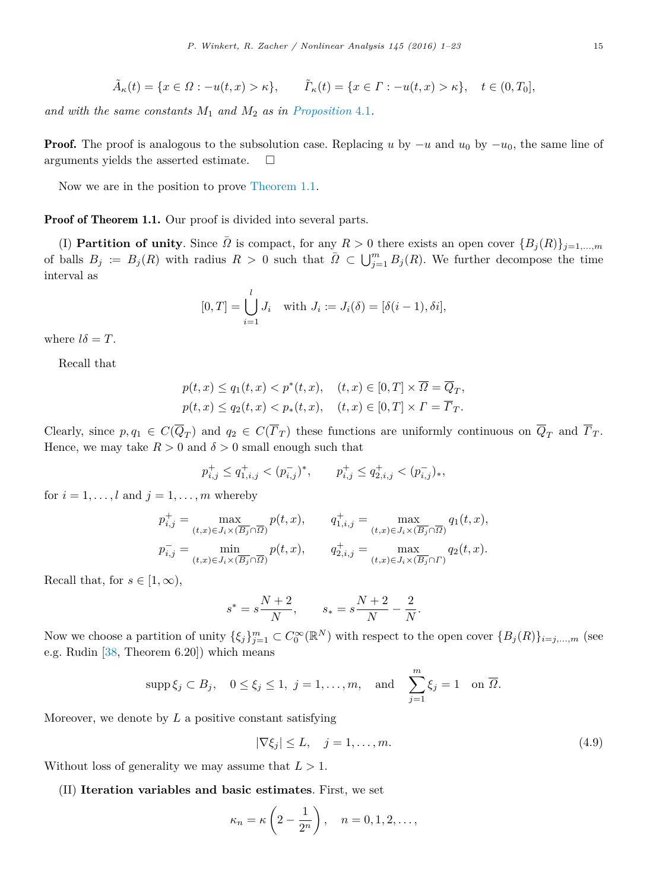$$\tilde{A}_\kappa(t) = \{x \in \Omega : -u(t,x) > \kappa\}, \qquad \tilde{\Gamma}_\kappa(t) = \{x \in \Gamma : -u(t,x) > \kappa\}, \quad t \in (0, T_0],$$

*and with the same constants $M_1$ and $M_2$ as in Proposition 4.1.*

**Proof.** The proof is analogous to the subsolution case. Replacing $u$ by $-u$ and $u_0$ by $-u_0$, the same line of arguments yields the asserted estimate. $\square$

Now we are in the position to prove Theorem 1.1.

**Proof of Theorem 1.1.** Our proof is divided into several parts.

(I) **Partition of unity**. Since $\bar{\Omega}$ is compact, for any $R > 0$ there exists an open cover $\{B_j(R)\}_{j=1,\dots,m}$ of balls $B_j := B_j(R)$ with radius $R > 0$ such that $\bar{\Omega} \subset \bigcup_{j=1}^m B_j(R)$. We further decompose the time interval as

$$[0,T] = \bigcup_{i=1}^{l} J_i \quad \text{with } J_i := J_i(\delta) = [\delta(i-1), \delta i],$$

where $l\delta = T$.

Recall that

$$p(t,x) \le q_1(t,x) < p^*(t,x), \quad (t,x) \in [0,T] \times \overline{\Omega} = \overline{Q}_T,$$
$$p(t,x) \le q_2(t,x) < p_*(t,x), \quad (t,x) \in [0,T] \times \Gamma = \overline{\Gamma}_T.$$

Clearly, since $p, q_1 \in C(\overline{Q}_T)$ and $q_2 \in C(\overline{\Gamma}_T)$ these functions are uniformly continuous on $\overline{Q}_T$ and $\overline{\Gamma}_T$. Hence, we may take $R > 0$ and $\delta > 0$ small enough such that

$$p_{i,j}^+ \le q_{1,i,j}^+ < (p_{i,j}^-)^*, \qquad p_{i,j}^+ \le q_{2,i,j}^+ < (p_{i,j}^-)_*,$$

for $i = 1, \dots, l$ and $j = 1, \dots, m$ whereby

$$p_{i,j}^+ = \max_{(t,x) \in J_i \times (\overline{B_j} \cap \overline{\Omega})} p(t,x), \qquad q_{1,i,j}^+ = \max_{(t,x) \in J_i \times (\overline{B_j} \cap \overline{\Omega})} q_1(t,x),$$
$$p_{i,j}^- = \min_{(t,x) \in J_i \times (\overline{B_j} \cap \overline{\Omega})} p(t,x), \qquad q_{2,i,j}^+ = \max_{(t,x) \in J_i \times (\overline{B_j} \cap \Gamma)} q_2(t,x).$$

Recall that, for $s \in [1, \infty)$,

$$s^* = s\frac{N+2}{N}, \qquad s_* = s\frac{N+2}{N} - \frac{2}{N}.$$

Now we choose a partition of unity $\{\xi_j\}_{j=1}^m \subset C_0^\infty(\mathbb{R}^N)$ with respect to the open cover $\{B_j(R)\}_{i=j,\dots,m}$ (see e.g. Rudin [38, Theorem 6.20]) which means

$$\operatorname{supp} \xi_j \subset B_j, \quad 0 \le \xi_j \le 1, \ j = 1, \dots, m, \quad \text{and} \quad \sum_{j=1}^m \xi_j = 1 \quad \text{on } \overline{\Omega}.$$

Moreover, we denote by $L$ a positive constant satisfying

$$|\nabla \xi_j| \le L, \quad j = 1, \dots, m. \tag{4.9}$$

Without loss of generality we may assume that $L > 1$.

(II) **Iteration variables and basic estimates**. First, we set

$$\kappa_n = \kappa\left(2 - \frac{1}{2^n}\right), \quad n = 0, 1, 2, \dots,$$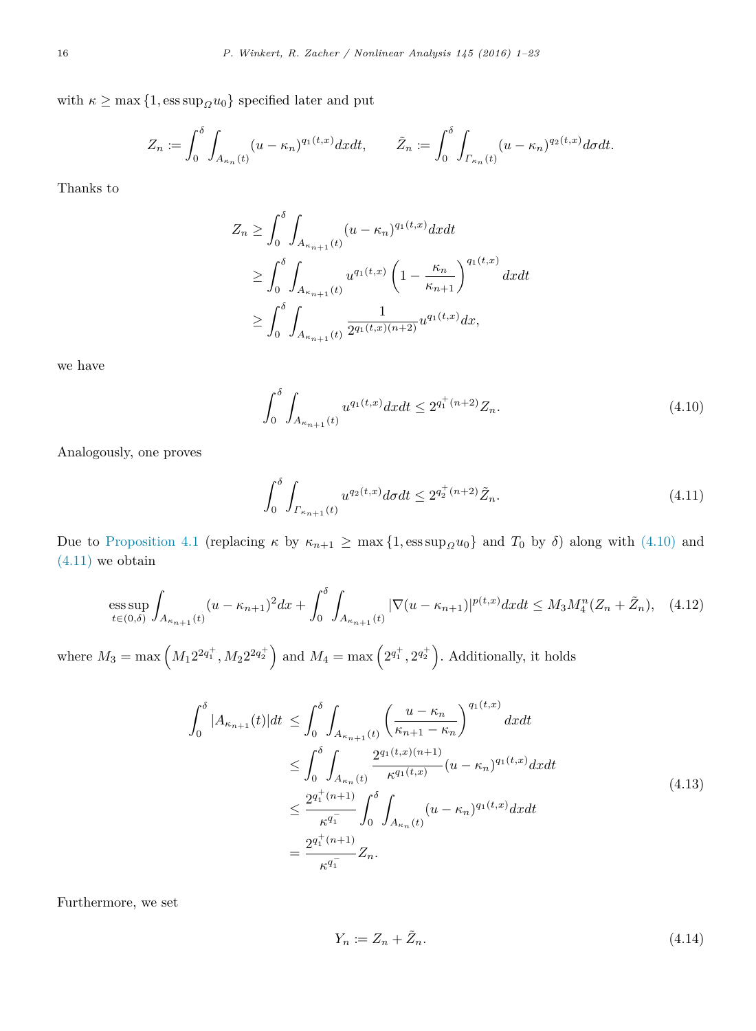with $\kappa \geq \max\{1, \operatorname{ess\,sup}_\Omega u_0\}$ specified later and put

$$Z_n := \int_0^\delta \int_{A_{\kappa_n}(t)} (u-\kappa_n)^{q_1(t,x)} dx dt, \qquad \tilde{Z}_n := \int_0^\delta \int_{\Gamma_{\kappa_n}(t)} (u-\kappa_n)^{q_2(t,x)} d\sigma dt.$$

Thanks to

$$\begin{aligned}
Z_n &\geq \int_0^\delta \int_{A_{\kappa_{n+1}}(t)} (u-\kappa_n)^{q_1(t,x)} dx dt \\
&\geq \int_0^\delta \int_{A_{\kappa_{n+1}}(t)} u^{q_1(t,x)} \left(1 - \frac{\kappa_n}{\kappa_{n+1}}\right)^{q_1(t,x)} dx dt \\
&\geq \int_0^\delta \int_{A_{\kappa_{n+1}}(t)} \frac{1}{2^{q_1(t,x)(n+2)}} u^{q_1(t,x)} dx,
\end{aligned}$$

we have

$$\int_0^\delta \int_{A_{\kappa_{n+1}}(t)} u^{q_1(t,x)} dx dt \leq 2^{q_1^+(n+2)} Z_n. \tag{4.10}$$

Analogously, one proves

$$\int_0^\delta \int_{\Gamma_{\kappa_{n+1}}(t)} u^{q_2(t,x)} d\sigma dt \leq 2^{q_2^+(n+2)} \tilde{Z}_n. \tag{4.11}$$

Due to Proposition 4.1 (replacing $\kappa$ by $\kappa_{n+1} \geq \max\{1, \operatorname{ess\,sup}_\Omega u_0\}$ and $T_0$ by $\delta$) along with (4.10) and (4.11) we obtain

$$\operatorname*{ess\,sup}_{t\in(0,\delta)} \int_{A_{\kappa_{n+1}}(t)} (u-\kappa_{n+1})^2 dx + \int_0^\delta \int_{A_{\kappa_{n+1}}(t)} |\nabla(u-\kappa_{n+1})|^{p(t,x)} dx dt \leq M_3 M_4^n (Z_n + \tilde{Z}_n), \tag{4.12}$$

where $M_3 = \max\left(M_1 2^{2q_1^+}, M_2 2^{2q_2^+}\right)$ and $M_4 = \max\left(2^{q_1^+}, 2^{q_2^+}\right)$. Additionally, it holds

$$\begin{aligned}
\int_0^\delta |A_{\kappa_{n+1}}(t)| dt &\leq \int_0^\delta \int_{A_{\kappa_{n+1}}(t)} \left(\frac{u-\kappa_n}{\kappa_{n+1}-\kappa_n}\right)^{q_1(t,x)} dx dt \\
&\leq \int_0^\delta \int_{A_{\kappa_n}(t)} \frac{2^{q_1(t,x)(n+1)}}{\kappa^{q_1(t,x)}} (u-\kappa_n)^{q_1(t,x)} dx dt \\
&\leq \frac{2^{q_1^+(n+1)}}{\kappa^{q_1^-}} \int_0^\delta \int_{A_{\kappa_n}(t)} (u-\kappa_n)^{q_1(t,x)} dx dt \\
&= \frac{2^{q_1^+(n+1)}}{\kappa^{q_1^-}} Z_n.
\end{aligned} \tag{4.13}$$

Furthermore, we set

$$Y_n := Z_n + \tilde{Z}_n. \tag{4.14}$$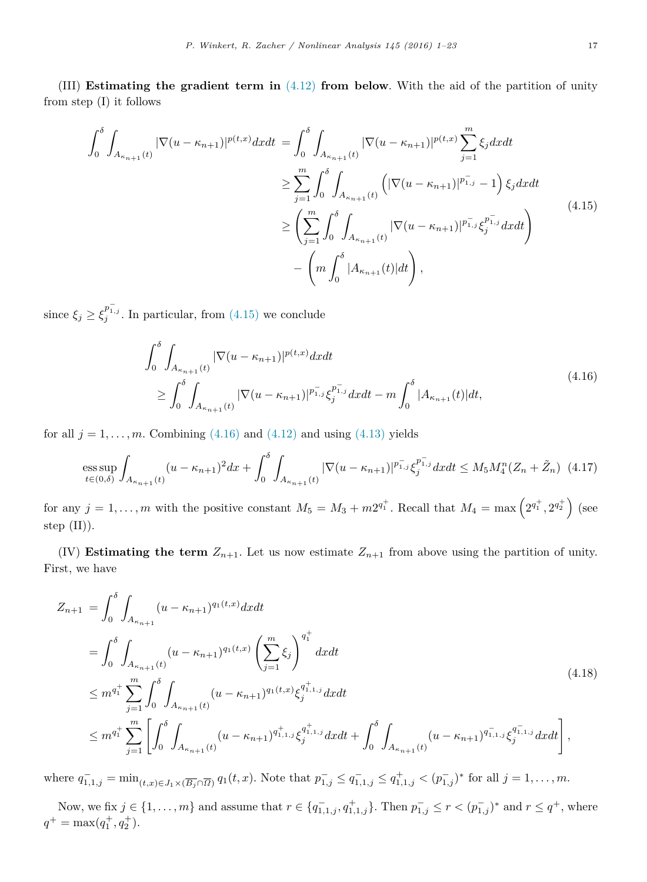(III) **Estimating the gradient term in (4.12) from below**. With the aid of the partition of unity from step (I) it follows

$$
\begin{aligned}
\int_0^\delta \int_{A_{\kappa_{n+1}}(t)} |\nabla(u-\kappa_{n+1})|^{p(t,x)} dxdt &= \int_0^\delta \int_{A_{\kappa_{n+1}}(t)} |\nabla(u-\kappa_{n+1})|^{p(t,x)} \sum_{j=1}^m \xi_j dxdt \\
&\geq \sum_{j=1}^m \int_0^\delta \int_{A_{\kappa_{n+1}}(t)} \left( |\nabla(u-\kappa_{n+1})|^{p_{1,j}^-} - 1 \right) \xi_j dxdt \\
&\geq \left( \sum_{j=1}^m \int_0^\delta \int_{A_{\kappa_{n+1}}(t)} |\nabla(u-\kappa_{n+1})|^{p_{1,j}^-} \xi_j^{p_{1,j}^-} dxdt \right) \\
&\quad - \left( m \int_0^\delta |A_{\kappa_{n+1}}(t)| dt \right),
\end{aligned}
\tag{4.15}
$$

since $\xi_j \geq \xi_j^{p_{1,j}^-}$. In particular, from (4.15) we conclude

$$
\begin{aligned}
&\int_0^\delta \int_{A_{\kappa_{n+1}}(t)} |\nabla(u-\kappa_{n+1})|^{p(t,x)} dxdt \\
&\quad \geq \int_0^\delta \int_{A_{\kappa_{n+1}}(t)} |\nabla(u-\kappa_{n+1})|^{p_{1,j}^-} \xi_j^{p_{1,j}^-} dxdt - m \int_0^\delta |A_{\kappa_{n+1}}(t)| dt,
\end{aligned}
\tag{4.16}
$$

for all $j = 1, \ldots, m$. Combining (4.16) and (4.12) and using (4.13) yields

$$
\operatorname*{ess\,sup}_{t \in (0,\delta)} \int_{A_{\kappa_{n+1}}(t)} (u-\kappa_{n+1})^2 dx + \int_0^\delta \int_{A_{\kappa_{n+1}}(t)} |\nabla(u-\kappa_{n+1})|^{p_{1,j}^-} \xi_j^{p_{1,j}^-} dxdt \leq M_5 M_4^n (Z_n + \tilde{Z}_n) \tag{4.17}
$$

for any $j = 1, \ldots, m$ with the positive constant $M_5 = M_3 + m2^{q_1^+}$. Recall that $M_4 = \max\left(2^{q_1^+}, 2^{q_2^+}\right)$ (see step (II)).

(IV) **Estimating the term** $Z_{n+1}$. Let us now estimate $Z_{n+1}$ from above using the partition of unity. First, we have

$$
\begin{aligned}
Z_{n+1} &= \int_0^\delta \int_{A_{\kappa_{n+1}}} (u-\kappa_{n+1})^{q_1(t,x)} dxdt \\
&= \int_0^\delta \int_{A_{\kappa_{n+1}}(t)} (u-\kappa_{n+1})^{q_1(t,x)} \left( \sum_{j=1}^m \xi_j \right)^{q_1^+} dxdt \\
&\leq m^{q_1^+} \sum_{j=1}^m \int_0^\delta \int_{A_{\kappa_{n+1}}(t)} (u-\kappa_{n+1})^{q_1(t,x)} \xi_j^{q_{1,1,j}^+} dxdt \\
&\leq m^{q_1^+} \sum_{j=1}^m \left[ \int_0^\delta \int_{A_{\kappa_{n+1}}(t)} (u-\kappa_{n+1})^{q_{1,1,j}^+} \xi_j^{q_{1,1,j}^+} dxdt + \int_0^\delta \int_{A_{\kappa_{n+1}}(t)} (u-\kappa_{n+1})^{q_{1,1,j}^-} \xi_j^{q_{1,1,j}^-} dxdt \right],
\end{aligned}
\tag{4.18}
$$

where $q_{1,1,j}^- = \min_{(t,x) \in J_1 \times (\overline{B_j} \cap \overline{\Omega})} q_1(t,x)$. Note that $p_{1,j}^- \leq q_{1,1,j}^- \leq q_{1,1,j}^+ < (p_{1,j}^-)^*$ for all $j = 1, \ldots, m$.

Now, we fix $j \in \{1, \ldots, m\}$ and assume that $r \in \{q_{1,1,j}^-, q_{1,1,j}^+\}$. Then $p_{1,j}^- \leq r < (p_{1,j}^-)^*$ and $r \leq q^+$, where $q^+ = \max(q_1^+, q_2^+)$.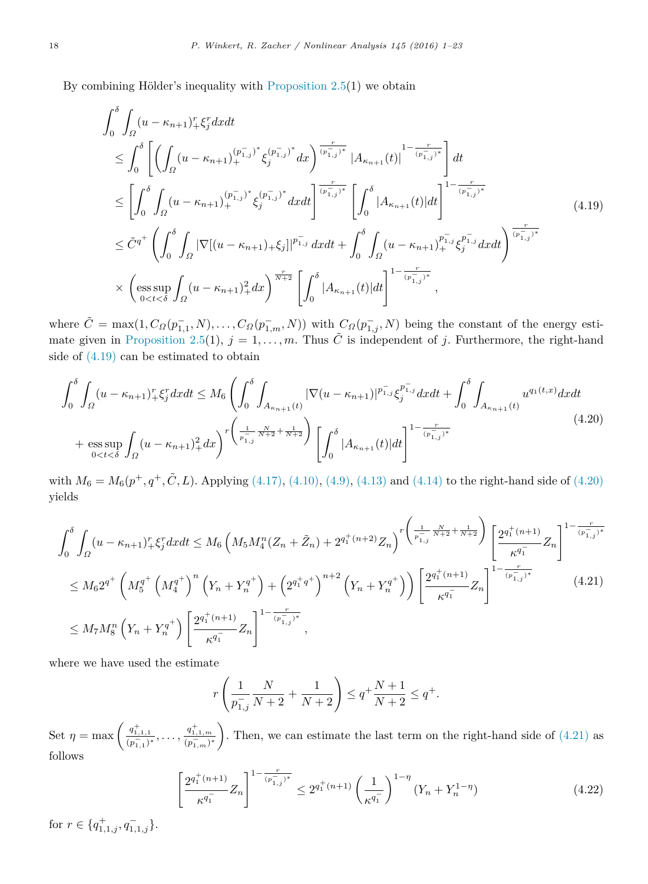By combining Hölder's inequality with Proposition 2.5(1) we obtain

$$
\begin{aligned}
&\int_0^\delta \int_\Omega (u-\kappa_{n+1})_+^r \xi_j^r dxdt \\
&\quad \le \int_0^\delta \left[ \left( \int_\Omega (u-\kappa_{n+1})_+^{(p_{1,j}^-)^*} \xi_j^{(p_{1,j}^-)^*} dx \right)^{\frac{r}{(p_{1,j}^-)^*}} |A_{\kappa_{n+1}}(t)|^{1-\frac{r}{(p_{1,j}^-)^*}} \right] dt \\
&\quad \le \left[ \int_0^\delta \int_\Omega (u-\kappa_{n+1})_+^{(p_{1,j}^-)^*} \xi_j^{(p_{1,j}^-)^*} dxdt \right]^{\frac{r}{(p_{1,j}^-)^*}} \left[ \int_0^\delta |A_{\kappa_{n+1}}(t)| dt \right]^{1-\frac{r}{(p_{1,j}^-)^*}} \\
&\quad \le \tilde{C}^{q^+} \left( \int_0^\delta \int_\Omega |\nabla[(u-\kappa_{n+1})_+\xi_j]|^{p_{1,j}^-} dxdt + \int_0^\delta \int_\Omega (u-\kappa_{n+1})_+^{p_{1,j}^-} \xi_j^{p_{1,j}^-} dxdt \right)^{\frac{r}{(p_{1,j}^-)^*}} \\
&\quad \quad \times \left( \operatorname*{ess\,sup}_{0<t<\delta} \int_\Omega (u-\kappa_{n+1})_+^2 dx \right)^{\frac{r}{N+2}} \left[ \int_0^\delta |A_{\kappa_{n+1}}(t)| dt \right]^{1-\frac{r}{(p_{1,j}^-)^*}},
\end{aligned}
\tag{4.19}
$$

where $\tilde{C} = \max(1, C_\Omega(p_{1,1}^-, N), \ldots, C_\Omega(p_{1,m}^-, N))$ with $C_\Omega(p_{1,j}^-, N)$ being the constant of the energy estimate given in Proposition 2.5(1), $j = 1, \ldots, m$. Thus $\tilde{C}$ is independent of $j$. Furthermore, the right-hand side of (4.19) can be estimated to obtain

$$
\begin{aligned}
\int_0^\delta \int_\Omega (u-\kappa_{n+1})_+^r \xi_j^r dxdt &\le M_6 \left( \int_0^\delta \int_{A_{\kappa_{n+1}}(t)} |\nabla(u-\kappa_{n+1})|^{p_{1,j}^-} \xi_j^{p_{1,j}^-} dxdt + \int_0^\delta \int_{A_{\kappa_{n+1}}(t)} u^{q_1(t,x)} dxdt \right. \\
&\quad \left. + \operatorname*{ess\,sup}_{0<t<\delta} \int_\Omega (u-\kappa_{n+1})_+^2 dx \right)^{r\left(\frac{1}{p_{1,j}^-}\frac{N}{N+2}+\frac{1}{N+2}\right)} \left[ \int_0^\delta |A_{\kappa_{n+1}}(t)| dt \right]^{1-\frac{r}{(p_{1,j}^-)^*}}
\end{aligned}
\tag{4.20}
$$

with $M_6 = M_6(p^+, q^+, \tilde{C}, L)$. Applying (4.17), (4.10), (4.9), (4.13) and (4.14) to the right-hand side of (4.20) yields

$$
\begin{aligned}
\int_0^\delta \int_\Omega (u-\kappa_{n+1})_+^r \xi_j^r dxdt &\le M_6 \left( M_5 M_4^n (Z_n + \tilde{Z}_n) + 2^{q_1^+(n+2)} Z_n \right)^{r\left(\frac{1}{p_{1,j}^-}\frac{N}{N+2}+\frac{1}{N+2}\right)} \left[ \frac{2^{q_1^+(n+1)}}{\kappa^{q_1^-}} Z_n \right]^{1-\frac{r}{(p_{1,j}^-)^*}} \\
&\le M_6 2^{q^+} \left( M_5^{q^+} \left( M_4^{q^+} \right)^n \left( Y_n + Y_n^{q^+} \right) + \left( 2^{q_1^+ q^+} \right)^{n+2} \left( Y_n + Y_n^{q^+} \right) \right) \left[ \frac{2^{q_1^+(n+1)}}{\kappa^{q_1^-}} Z_n \right]^{1-\frac{r}{(p_{1,j}^-)^*}} \\
&\le M_7 M_8^n \left( Y_n + Y_n^{q^+} \right) \left[ \frac{2^{q_1^+(n+1)}}{\kappa^{q_1^-}} Z_n \right]^{1-\frac{r}{(p_{1,j}^-)^*}},
\end{aligned}
\tag{4.21}
$$

where we have used the estimate

$$
r\left( \frac{1}{p_{1,j}^-} \frac{N}{N+2} + \frac{1}{N+2} \right) \le q^+ \frac{N+1}{N+2} \le q^+.
$$

Set $\eta = \max\left( \frac{q_{1,1,1}^+}{(p_{1,1}^-)^*}, \ldots, \frac{q_{1,1,m}^+}{(p_{1,m}^-)^*} \right)$. Then, we can estimate the last term on the right-hand side of (4.21) as follows

$$
\left[ \frac{2^{q_1^+(n+1)}}{\kappa^{q_1^-}} Z_n \right]^{1-\frac{r}{(p_{1,j}^-)^*}} \le 2^{q_1^+(n+1)} \left( \frac{1}{\kappa^{q_1^-}} \right)^{1-\eta} \left( Y_n + Y_n^{1-\eta} \right)
\tag{4.22}
$$

for $r \in \{q_{1,1,j}^+, q_{1,1,j}^-\}$.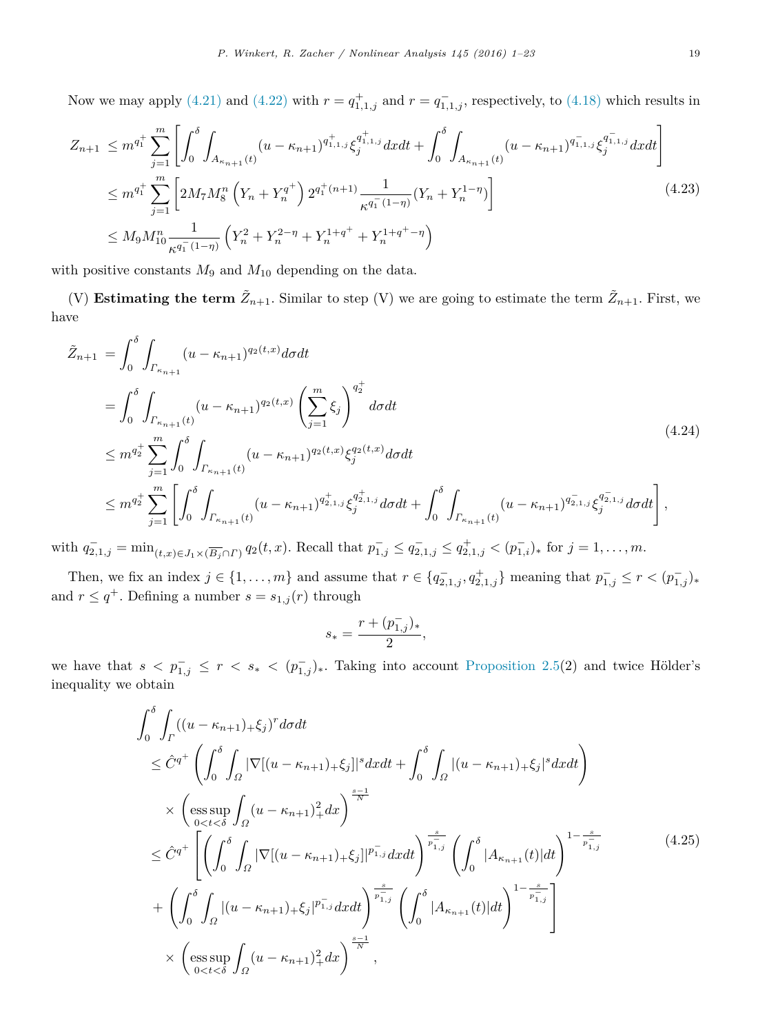Now we may apply (4.21) and (4.22) with $r = q_{1,1,j}^+$ and $r = q_{1,1,j}^-$, respectively, to (4.18) which results in

$$
\begin{aligned}
Z_{n+1} &\le m^{q_1^+} \sum_{j=1}^m \left[ \int_0^\delta \int_{A_{\kappa_{n+1}}(t)} (u-\kappa_{n+1})^{q_{1,1,j}^+} \xi_j^{q_{1,1,j}^+} dx dt + \int_0^\delta \int_{A_{\kappa_{n+1}}(t)} (u-\kappa_{n+1})^{q_{1,1,j}^-} \xi_j^{q_{1,1,j}^-} dx dt \right] \\
&\le m^{q_1^+} \sum_{j=1}^m \left[ 2M_7 M_8^n \left( Y_n + Y_n^{q^+} \right) 2^{q_1^+(n+1)} \frac{1}{\kappa^{q_1^-(1-\eta)}} (Y_n + Y_n^{1-\eta}) \right] \\
&\le M_9 M_{10}^n \frac{1}{\kappa^{q_1^-(1-\eta)}} \left( Y_n^2 + Y_n^{2-\eta} + Y_n^{1+q^+} + Y_n^{1+q^+-\eta} \right)
\end{aligned}
\tag{4.23}
$$

with positive constants $M_9$ and $M_{10}$ depending on the data.

(V) **Estimating the term** $\tilde{Z}_{n+1}$. Similar to step (V) we are going to estimate the term $\tilde{Z}_{n+1}$. First, we have

$$
\begin{aligned}
\tilde{Z}_{n+1} &= \int_0^\delta \int_{\Gamma_{\kappa_{n+1}}} (u-\kappa_{n+1})^{q_2(t,x)} d\sigma dt \\
&= \int_0^\delta \int_{\Gamma_{\kappa_{n+1}}(t)} (u-\kappa_{n+1})^{q_2(t,x)} \left( \sum_{j=1}^m \xi_j \right)^{q_2^+} d\sigma dt \\
&\le m^{q_2^+} \sum_{j=1}^m \int_0^\delta \int_{\Gamma_{\kappa_{n+1}}(t)} (u-\kappa_{n+1})^{q_2(t,x)} \xi_j^{q_2(t,x)} d\sigma dt \\
&\le m^{q_2^+} \sum_{j=1}^m \left[ \int_0^\delta \int_{\Gamma_{\kappa_{n+1}}(t)} (u-\kappa_{n+1})^{q_{2,1,j}^+} \xi_j^{q_{2,1,j}^+} d\sigma dt + \int_0^\delta \int_{\Gamma_{\kappa_{n+1}}(t)} (u-\kappa_{n+1})^{q_{2,1,j}^-} \xi_j^{q_{2,1,j}^-} d\sigma dt \right],
\end{aligned}
\tag{4.24}
$$

with $q_{2,1,j}^- = \min_{(t,x) \in J_1 \times (\overline{B_j} \cap \Gamma)} q_2(t,x)$. Recall that $p_{1,j}^- \le q_{2,1,j}^- \le q_{2,1,j}^+ < (p_{1,i}^-)_*$ for $j = 1, \dots, m$.

Then, we fix an index $j \in \{1, \dots, m\}$ and assume that $r \in \{q_{2,1,j}^-, q_{2,1,j}^+\}$ meaning that $p_{1,j}^- \le r < (p_{1,j}^-)_*$ and $r \le q^+$. Defining a number $s = s_{1,j}(r)$ through

$$
s_* = \frac{r + (p_{1,j}^-)_*}{2},
$$

we have that $s < p_{1,j}^- \le r < s_* < (p_{1,j}^-)_*$. Taking into account Proposition 2.5(2) and twice Hölder's inequality we obtain

$$
\begin{aligned}
&\int_0^\delta \int_\Gamma ((u-\kappa_{n+1})_+ \xi_j)^r d\sigma dt \\
&\quad \le \hat{C}^{q^+} \left( \int_0^\delta \int_\Omega |\nabla[(u-\kappa_{n+1})_+ \xi_j]|^s dx dt + \int_0^\delta \int_\Omega |(u-\kappa_{n+1})_+ \xi_j|^s dx dt \right) \\
&\qquad \times \left( \operatorname*{ess\,sup}_{0<t<\delta} \int_\Omega (u-\kappa_{n+1})_+^2 dx \right)^{\frac{s-1}{N}} \\
&\quad \le \hat{C}^{q^+} \left[ \left( \int_0^\delta \int_\Omega |\nabla[(u-\kappa_{n+1})_+ \xi_j]|^{p_{1,j}^-} dx dt \right)^{\frac{s}{p_{1,j}^-}} \left( \int_0^\delta |A_{\kappa_{n+1}}(t)| dt \right)^{1-\frac{s}{p_{1,j}^-}} \right. \\
&\qquad \left. + \left( \int_0^\delta \int_\Omega |(u-\kappa_{n+1})_+ \xi_j|^{p_{1,j}^-} dx dt \right)^{\frac{s}{p_{1,j}^-}} \left( \int_0^\delta |A_{\kappa_{n+1}}(t)| dt \right)^{1-\frac{s}{p_{1,j}^-}} \right] \\
&\qquad \times \left( \operatorname*{ess\,sup}_{0<t<\delta} \int_\Omega (u-\kappa_{n+1})_+^2 dx \right)^{\frac{s-1}{N}},
\end{aligned}
\tag{4.25}
$$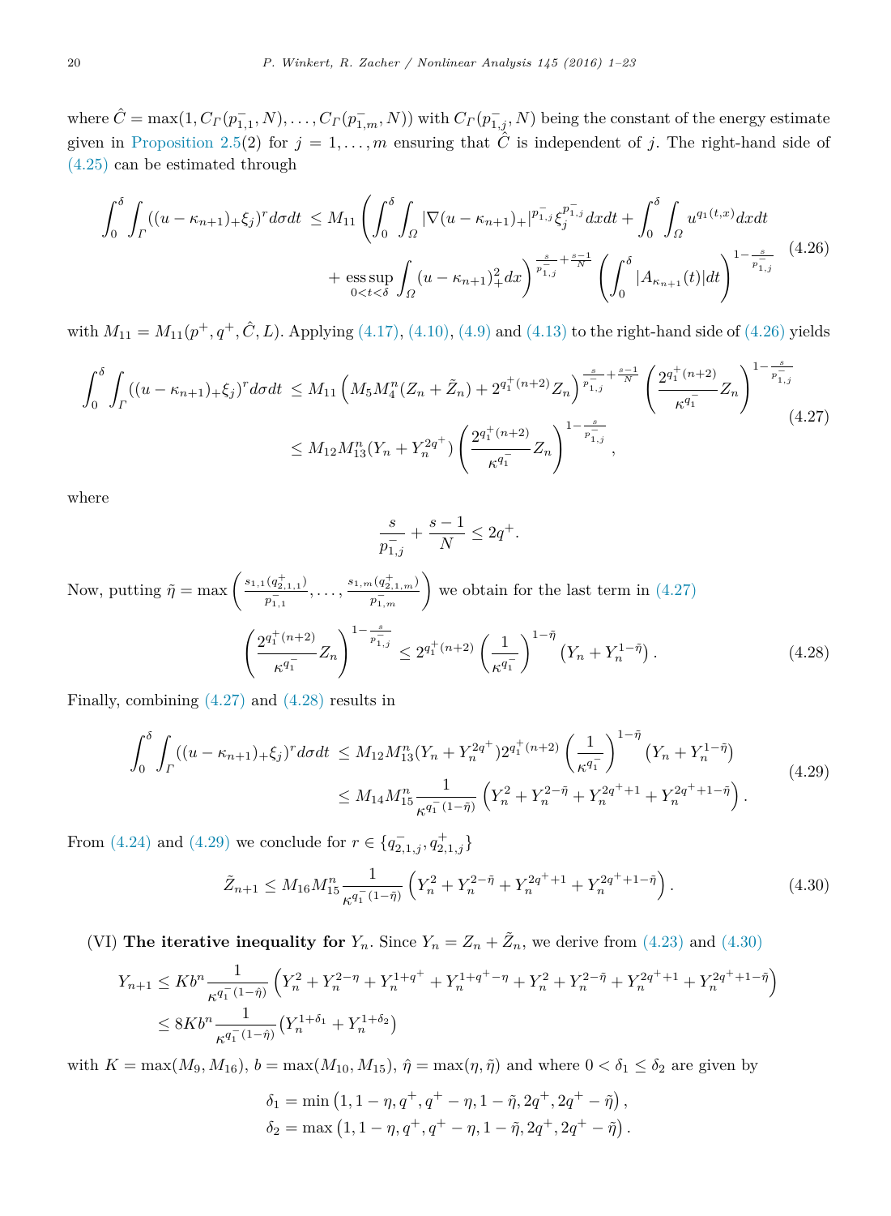where $\hat{C} = \max(1, C_\Gamma(p^-_{1,1}, N), \ldots, C_\Gamma(p^-_{1,m}, N))$ with $C_\Gamma(p^-_{1,j}, N)$ being the constant of the energy estimate given in Proposition 2.5(2) for $j = 1, \ldots, m$ ensuring that $\hat{C}$ is independent of $j$. The right-hand side of (4.25) can be estimated through

$$
\begin{aligned}
\int_0^\delta \int_\Gamma ((u-\kappa_{n+1})_+\xi_j)^r d\sigma dt \leq M_{11} \Bigg( & \int_0^\delta \int_\Omega |\nabla (u-\kappa_{n+1})_+|^{p^-_{1,j}} \xi_j^{p^-_{1,j}} dx dt + \int_0^\delta \int_\Omega u^{q_1(t,x)} dx dt \\
& + \operatorname*{ess\,sup}_{0<t<\delta} \int_\Omega (u-\kappa_{n+1})_+^2 dx \Bigg)^{\frac{s}{p^-_{1,j}} + \frac{s-1}{N}} \left( \int_0^\delta |A_{\kappa_{n+1}}(t)| dt \right)^{1-\frac{s}{p^-_{1,j}}}
\end{aligned}
\tag{4.26}
$$

with $M_{11} = M_{11}(p^+, q^+, \hat{C}, L)$. Applying (4.17), (4.10), (4.9) and (4.13) to the right-hand side of (4.26) yields

$$
\begin{aligned}
\int_0^\delta \int_\Gamma ((u-\kappa_{n+1})_+\xi_j)^r d\sigma dt &\leq M_{11} \left( M_5 M_4^n (Z_n + \tilde{Z}_n) + 2^{q_1^+(n+2)} Z_n \right)^{\frac{s}{p^-_{1,j}} + \frac{s-1}{N}} \left( \frac{2^{q_1^+(n+2)}}{\kappa^{q_1^-}} Z_n \right)^{1-\frac{s}{p^-_{1,j}}} \\
&\leq M_{12} M_{13}^n (Y_n + Y_n^{2q^+}) \left( \frac{2^{q_1^+(n+2)}}{\kappa^{q_1^-}} Z_n \right)^{1-\frac{s}{p^-_{1,j}}},
\end{aligned}
\tag{4.27}
$$

where

$$
\frac{s}{p^-_{1,j}} + \frac{s-1}{N} \leq 2q^+.
$$

Now, putting $\tilde{\eta} = \max\left( \frac{s_{1,1}(q^+_{2,1,1})}{p^-_{1,1}}, \ldots, \frac{s_{1,m}(q^+_{2,1,m})}{p^-_{1,m}} \right)$ we obtain for the last term in (4.27)

$$
\left( \frac{2^{q_1^+(n+2)}}{\kappa^{q_1^-}} Z_n \right)^{1-\frac{s}{p^-_{1,j}}} \leq 2^{q_1^+(n+2)} \left( \frac{1}{\kappa^{q_1^-}} \right)^{1-\tilde{\eta}} \left( Y_n + Y_n^{1-\tilde{\eta}} \right).
\tag{4.28}
$$

Finally, combining (4.27) and (4.28) results in

$$
\begin{aligned}
\int_0^\delta \int_\Gamma ((u-\kappa_{n+1})_+\xi_j)^r d\sigma dt &\leq M_{12} M_{13}^n (Y_n + Y_n^{2q^+}) 2^{q_1^+(n+2)} \left( \frac{1}{\kappa^{q_1^-}} \right)^{1-\tilde{\eta}} \left( Y_n + Y_n^{1-\tilde{\eta}} \right) \\
&\leq M_{14} M_{15}^n \frac{1}{\kappa^{q_1^-(1-\tilde{\eta})}} \left( Y_n^2 + Y_n^{2-\tilde{\eta}} + Y_n^{2q^+ +1} + Y_n^{2q^+ +1-\tilde{\eta}} \right).
\end{aligned}
\tag{4.29}
$$

From (4.24) and (4.29) we conclude for $r \in \{q^-_{2,1,j}, q^+_{2,1,j}\}$

$$
\tilde{Z}_{n+1} \leq M_{16} M_{15}^n \frac{1}{\kappa^{q_1^-(1-\tilde{\eta})}} \left( Y_n^2 + Y_n^{2-\tilde{\eta}} + Y_n^{2q^+ +1} + Y_n^{2q^+ +1-\tilde{\eta}} \right).
\tag{4.30}
$$

(VI) **The iterative inequality for $Y_n$.** Since $Y_n = Z_n + \tilde{Z}_n$, we derive from (4.23) and (4.30)

$$
\begin{aligned}
Y_{n+1} &\leq K b^n \frac{1}{\kappa^{q_1^-(1-\hat{\eta})}} \left( Y_n^2 + Y_n^{2-\eta} + Y_n^{1+q^+} + Y_n^{1+q^+-\eta} + Y_n^2 + Y_n^{2-\tilde{\eta}} + Y_n^{2q^+ +1} + Y_n^{2q^+ +1-\tilde{\eta}} \right) \\
&\leq 8 K b^n \frac{1}{\kappa^{q_1^-(1-\hat{\eta})}} \left( Y_n^{1+\delta_1} + Y_n^{1+\delta_2} \right)
\end{aligned}
$$

with $K = \max(M_9, M_{16})$, $b = \max(M_{10}, M_{15})$, $\hat{\eta} = \max(\eta, \tilde{\eta})$ and where $0 < \delta_1 \leq \delta_2$ are given by

$$
\begin{aligned}
\delta_1 &= \min\left(1, 1-\eta, q^+, q^+ - \eta, 1-\tilde{\eta}, 2q^+, 2q^+ - \tilde{\eta}\right), \\
\delta_2 &= \max\left(1, 1-\eta, q^+, q^+ - \eta, 1-\tilde{\eta}, 2q^+, 2q^+ - \tilde{\eta}\right).
\end{aligned}
$$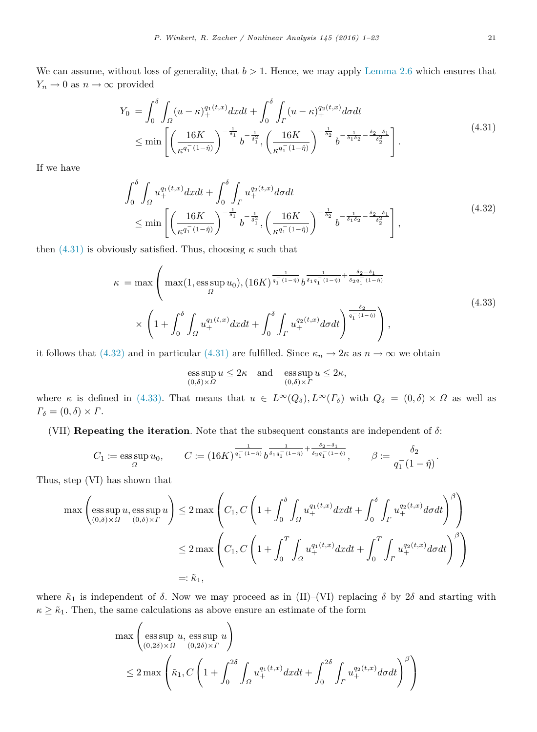We can assume, without loss of generality, that $b > 1$. Hence, we may apply Lemma 2.6 which ensures that $Y_n \to 0$ as $n \to \infty$ provided

$$
\begin{aligned}
Y_0 &= \int_0^\delta \int_\Omega (u-\kappa)_+^{q_1(t,x)} dx dt + \int_0^\delta \int_\Gamma (u-\kappa)_+^{q_2(t,x)} d\sigma dt \\
&\le \min\left[ \left( \frac{16K}{\kappa^{q_1^-(1-\hat\eta)}} \right)^{-\frac{1}{\delta_1}} b^{-\frac{1}{\delta_1^2}}, \left( \frac{16K}{\kappa^{q_1^-(1-\hat\eta)}} \right)^{-\frac{1}{\delta_2}} b^{-\frac{1}{\delta_1\delta_2}-\frac{\delta_2-\delta_1}{\delta_2^2}} \right].
\end{aligned} \tag{4.31}
$$

If we have

$$
\begin{aligned}
&\int_0^\delta \int_\Omega u_+^{q_1(t,x)} dx dt + \int_0^\delta \int_\Gamma u_+^{q_2(t,x)} d\sigma dt \\
&\quad \le \min\left[ \left( \frac{16K}{\kappa^{q_1^-(1-\hat\eta)}} \right)^{-\frac{1}{\delta_1}} b^{-\frac{1}{\delta_1^2}}, \left( \frac{16K}{\kappa^{q_1^-(1-\hat\eta)}} \right)^{-\frac{1}{\delta_2}} b^{-\frac{1}{\delta_1\delta_2}-\frac{\delta_2-\delta_1}{\delta_2^2}} \right],
\end{aligned} \tag{4.32}
$$

then (4.31) is obviously satisfied. Thus, choosing $\kappa$ such that

$$
\begin{aligned}
\kappa &= \max\Bigg( \max(1, \operatorname*{ess\,sup}_\Omega u_0), (16K)^{\frac{1}{q_1^-(1-\hat\eta)}} b^{\frac{1}{\delta_1 q_1^-(1-\hat\eta)}+\frac{\delta_2-\delta_1}{\delta_2 q_1^-(1-\hat\eta)}} \\
&\quad \times \left( 1 + \int_0^\delta \int_\Omega u_+^{q_1(t,x)} dx dt + \int_0^\delta \int_\Gamma u_+^{q_2(t,x)} d\sigma dt \right)^{\frac{\delta_2}{q_1^-(1-\hat\eta)}} \Bigg),
\end{aligned} \tag{4.33}
$$

it follows that (4.32) and in particular (4.31) are fulfilled. Since $\kappa_n \to 2\kappa$ as $n \to \infty$ we obtain

$$
\operatorname*{ess\,sup}_{(0,\delta)\times\Omega} u \le 2\kappa \quad \text{and} \quad \operatorname*{ess\,sup}_{(0,\delta)\times\Gamma} u \le 2\kappa,
$$

where $\kappa$ is defined in (4.33). That means that $u \in L^\infty(Q_\delta), L^\infty(\Gamma_\delta)$ with $Q_\delta = (0,\delta)\times\Omega$ as well as $\Gamma_\delta = (0,\delta)\times\Gamma$.

(VII) **Repeating the iteration**. Note that the subsequent constants are independent of $\delta$:

$$
C_1 := \operatorname*{ess\,sup}_\Omega u_0, \qquad C := (16K)^{\frac{1}{q_1^-(1-\hat\eta)}} b^{\frac{1}{\delta_1 q_1^-(1-\hat\eta)}+\frac{\delta_2-\delta_1}{\delta_2 q_1^-(1-\hat\eta)}}, \qquad \beta := \frac{\delta_2}{q_1^-(1-\hat\eta)}.
$$

Thus, step (VI) has shown that

$$
\begin{aligned}
\max\left( \operatorname*{ess\,sup}_{(0,\delta)\times\Omega} u, \operatorname*{ess\,sup}_{(0,\delta)\times\Gamma} u \right) &\le 2\max\left( C_1, C\left( 1 + \int_0^\delta \int_\Omega u_+^{q_1(t,x)} dx dt + \int_0^\delta \int_\Gamma u_+^{q_2(t,x)} d\sigma dt \right)^\beta \right) \\
&\le 2\max\left( C_1, C\left( 1 + \int_0^T \int_\Omega u_+^{q_1(t,x)} dx dt + \int_0^T \int_\Gamma u_+^{q_2(t,x)} d\sigma dt \right)^\beta \right) \\
&=: \tilde\kappa_1,
\end{aligned}
$$

where $\tilde\kappa_1$ is independent of $\delta$. Now we may proceed as in (II)–(VI) replacing $\delta$ by $2\delta$ and starting with $\kappa \ge \tilde\kappa_1$. Then, the same calculations as above ensure an estimate of the form

$$
\begin{aligned}
&\max\left( \operatorname*{ess\,sup}_{(0,2\delta)\times\Omega} u, \operatorname*{ess\,sup}_{(0,2\delta)\times\Gamma} u \right) \\
&\quad \le 2\max\left( \tilde\kappa_1, C\left( 1 + \int_0^{2\delta} \int_\Omega u_+^{q_1(t,x)} dx dt + \int_0^{2\delta} \int_\Gamma u_+^{q_2(t,x)} d\sigma dt \right)^\beta \right)
\end{aligned}
$$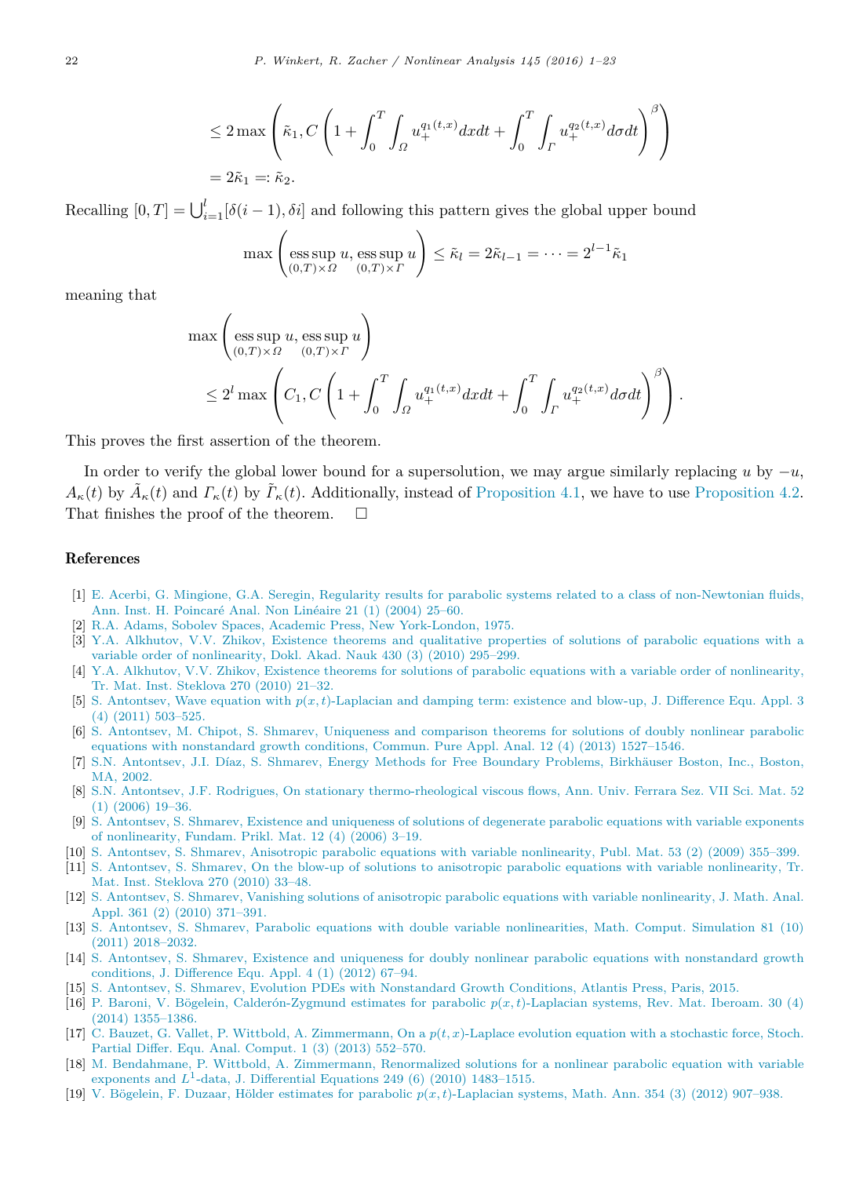$$
\begin{aligned}
&\le 2\max\left(\tilde{\kappa}_1, C\left(1+\int_0^T\int_\Omega u_+^{q_1(t,x)}dxdt+\int_0^T\int_\Gamma u_+^{q_2(t,x)}d\sigma dt\right)^\beta\right)\\
&= 2\tilde{\kappa}_1 =: \tilde{\kappa}_2.
\end{aligned}
$$

Recalling $[0,T]=\bigcup_{i=1}^{l}[\delta(i-1),\delta i]$ and following this pattern gives the global upper bound

$$
\max\left(\operatorname*{ess\,sup}_{(0,T)\times\Omega} u, \operatorname*{ess\,sup}_{(0,T)\times\Gamma} u\right) \le \tilde{\kappa}_l = 2\tilde{\kappa}_{l-1} = \cdots = 2^{l-1}\tilde{\kappa}_1
$$

meaning that

$$
\begin{aligned}
&\max\left(\operatorname*{ess\,sup}_{(0,T)\times\Omega} u, \operatorname*{ess\,sup}_{(0,T)\times\Gamma} u\right)\\
&\quad\le 2^l\max\left(C_1, C\left(1+\int_0^T\int_\Omega u_+^{q_1(t,x)}dxdt+\int_0^T\int_\Gamma u_+^{q_2(t,x)}d\sigma dt\right)^\beta\right).
\end{aligned}
$$

This proves the first assertion of the theorem.

In order to verify the global lower bound for a supersolution, we may argue similarly replacing $u$ by $-u$, $A_\kappa(t)$ by $\tilde{A}_\kappa(t)$ and $\Gamma_\kappa(t)$ by $\tilde{\Gamma}_\kappa(t)$. Additionally, instead of Proposition 4.1, we have to use Proposition 4.2. That finishes the proof of the theorem. □

## References

[1] E. Acerbi, G. Mingione, G.A. Seregin, Regularity results for parabolic systems related to a class of non-Newtonian fluids, Ann. Inst. H. Poincaré Anal. Non Linéaire 21 (1) (2004) 25–60.

[2] R.A. Adams, Sobolev Spaces, Academic Press, New York-London, 1975.

[3] Y.A. Alkhutov, V.V. Zhikov, Existence theorems and qualitative properties of solutions of parabolic equations with a variable order of nonlinearity, Dokl. Akad. Nauk 430 (3) (2010) 295–299.

[4] Y.A. Alkhutov, V.V. Zhikov, Existence theorems for solutions of parabolic equations with a variable order of nonlinearity, Tr. Mat. Inst. Steklova 270 (2010) 21–32.

[5] S. Antontsev, Wave equation with $p(x,t)$-Laplacian and damping term: existence and blow-up, J. Difference Equ. Appl. 3 (4) (2011) 503–525.

[6] S. Antontsev, M. Chipot, S. Shmarev, Uniqueness and comparison theorems for solutions of doubly nonlinear parabolic equations with nonstandard growth conditions, Commun. Pure Appl. Anal. 12 (4) (2013) 1527–1546.

[7] S.N. Antontsev, J.I. Díaz, S. Shmarev, Energy Methods for Free Boundary Problems, Birkhäuser Boston, Inc., Boston, MA, 2002.

[8] S.N. Antontsev, J.F. Rodrigues, On stationary thermo-rheological viscous flows, Ann. Univ. Ferrara Sez. VII Sci. Mat. 52 (1) (2006) 19–36.

[9] S. Antontsev, S. Shmarev, Existence and uniqueness of solutions of degenerate parabolic equations with variable exponents of nonlinearity, Fundam. Prikl. Mat. 12 (4) (2006) 3–19.

[10] S. Antontsev, S. Shmarev, Anisotropic parabolic equations with variable nonlinearity, Publ. Mat. 53 (2) (2009) 355–399.

[11] S. Antontsev, S. Shmarev, On the blow-up of solutions to anisotropic parabolic equations with variable nonlinearity, Tr. Mat. Inst. Steklova 270 (2010) 33–48.

[12] S. Antontsev, S. Shmarev, Vanishing solutions of anisotropic parabolic equations with variable nonlinearity, J. Math. Anal. Appl. 361 (2) (2010) 371–391.

[13] S. Antontsev, S. Shmarev, Parabolic equations with double variable nonlinearities, Math. Comput. Simulation 81 (10) (2011) 2018–2032.

[14] S. Antontsev, S. Shmarev, Existence and uniqueness for doubly nonlinear parabolic equations with nonstandard growth conditions, J. Difference Equ. Appl. 4 (1) (2012) 67–94.

[15] S. Antontsev, S. Shmarev, Evolution PDEs with Nonstandard Growth Conditions, Atlantis Press, Paris, 2015.

[16] P. Baroni, V. Bögelein, Calderón-Zygmund estimates for parabolic $p(x,t)$-Laplacian systems, Rev. Mat. Iberoam. 30 (4) (2014) 1355–1386.

[17] C. Bauzet, G. Vallet, P. Wittbold, A. Zimmermann, On a $p(t,x)$-Laplace evolution equation with a stochastic force, Stoch. Partial Differ. Equ. Anal. Comput. 1 (3) (2013) 552–570.

[18] M. Bendahmane, P. Wittbold, A. Zimmermann, Renormalized solutions for a nonlinear parabolic equation with variable exponents and $L^1$-data, J. Differential Equations 249 (6) (2010) 1483–1515.

[19] V. Bögelein, F. Duzaar, Hölder estimates for parabolic $p(x,t)$-Laplacian systems, Math. Ann. 354 (3) (2012) 907–938.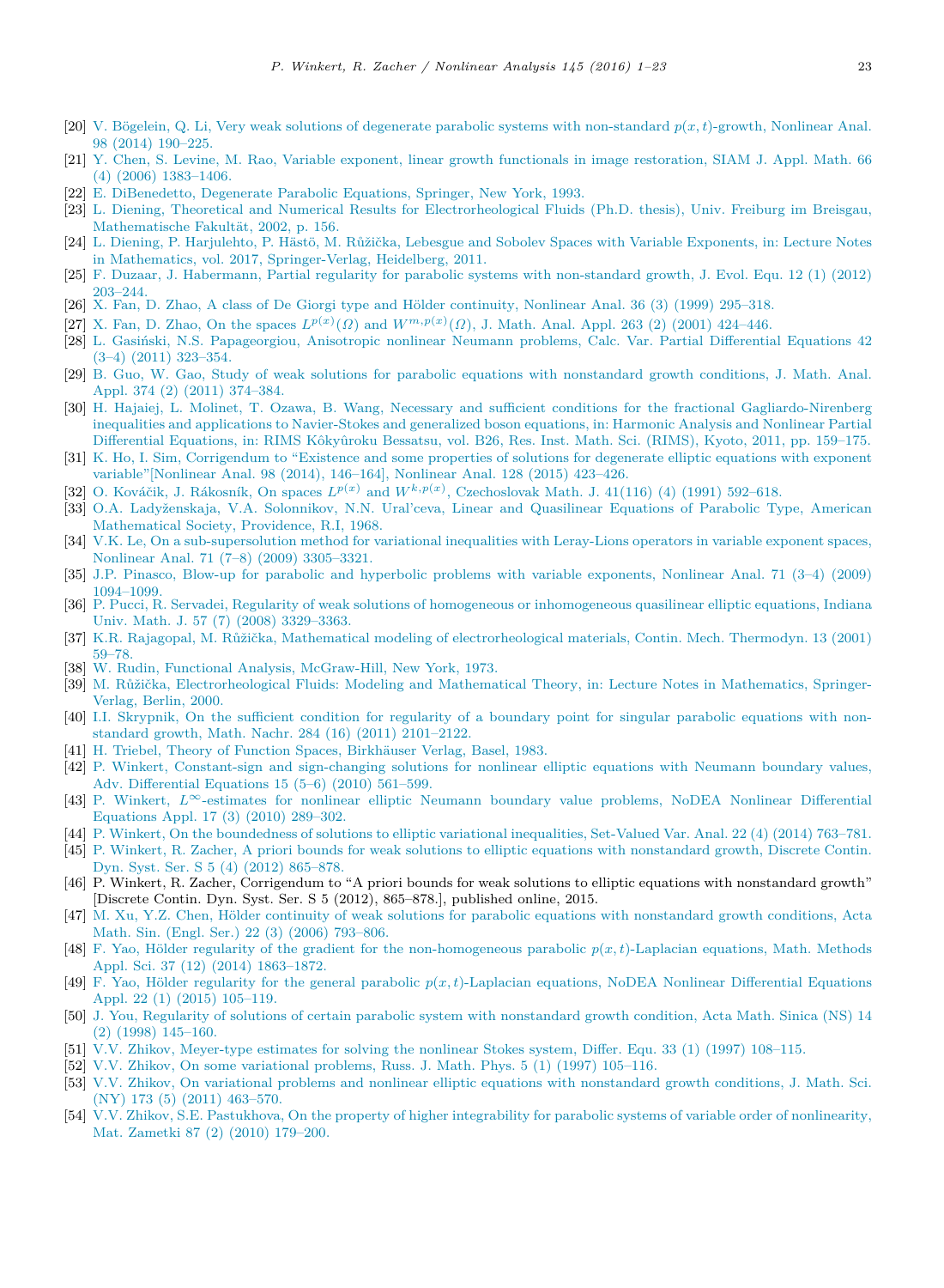[20] V. Bögelein, Q. Li, Very weak solutions of degenerate parabolic systems with non-standard $p(x,t)$-growth, Nonlinear Anal. 98 (2014) 190–225.

[21] Y. Chen, S. Levine, M. Rao, Variable exponent, linear growth functionals in image restoration, SIAM J. Appl. Math. 66 (4) (2006) 1383–1406.

[22] E. DiBenedetto, Degenerate Parabolic Equations, Springer, New York, 1993.

[23] L. Diening, Theoretical and Numerical Results for Electrorheological Fluids (Ph.D. thesis), Univ. Freiburg im Breisgau, Mathematische Fakultät, 2002, p. 156.

[24] L. Diening, P. Harjulehto, P. Hästö, M. Růžička, Lebesgue and Sobolev Spaces with Variable Exponents, in: Lecture Notes in Mathematics, vol. 2017, Springer-Verlag, Heidelberg, 2011.

[25] F. Duzaar, J. Habermann, Partial regularity for parabolic systems with non-standard growth, J. Evol. Equ. 12 (1) (2012) 203–244.

[26] X. Fan, D. Zhao, A class of De Giorgi type and Hölder continuity, Nonlinear Anal. 36 (3) (1999) 295–318.

[27] X. Fan, D. Zhao, On the spaces $L^{p(x)}(\Omega)$ and $W^{m,p(x)}(\Omega)$, J. Math. Anal. Appl. 263 (2) (2001) 424–446.

[28] L. Gasiński, N.S. Papageorgiou, Anisotropic nonlinear Neumann problems, Calc. Var. Partial Differential Equations 42 (3–4) (2011) 323–354.

[29] B. Guo, W. Gao, Study of weak solutions for parabolic equations with nonstandard growth conditions, J. Math. Anal. Appl. 374 (2) (2011) 374–384.

[30] H. Hajaiej, L. Molinet, T. Ozawa, B. Wang, Necessary and sufficient conditions for the fractional Gagliardo-Nirenberg inequalities and applications to Navier-Stokes and generalized boson equations, in: Harmonic Analysis and Nonlinear Partial Differential Equations, in: RIMS Kôkyûroku Bessatsu, vol. B26, Res. Inst. Math. Sci. (RIMS), Kyoto, 2011, pp. 159–175.

[31] K. Ho, I. Sim, Corrigendum to "Existence and some properties of solutions for degenerate elliptic equations with exponent variable"[Nonlinear Anal. 98 (2014), 146–164], Nonlinear Anal. 128 (2015) 423–426.

[32] O. Kováčik, J. Rákosník, On spaces $L^{p(x)}$ and $W^{k,p(x)}$, Czechoslovak Math. J. 41(116) (4) (1991) 592–618.

[33] O.A. Ladyženskaja, V.A. Solonnikov, N.N. Ural'ceva, Linear and Quasilinear Equations of Parabolic Type, American Mathematical Society, Providence, R.I, 1968.

[34] V.K. Le, On a sub-supersolution method for variational inequalities with Leray-Lions operators in variable exponent spaces, Nonlinear Anal. 71 (7–8) (2009) 3305–3321.

[35] J.P. Pinasco, Blow-up for parabolic and hyperbolic problems with variable exponents, Nonlinear Anal. 71 (3–4) (2009) 1094–1099.

[36] P. Pucci, R. Servadei, Regularity of weak solutions of homogeneous or inhomogeneous quasilinear elliptic equations, Indiana Univ. Math. J. 57 (7) (2008) 3329–3363.

[37] K.R. Rajagopal, M. Růžička, Mathematical modeling of electrorheological materials, Contin. Mech. Thermodyn. 13 (2001) 59–78.

[38] W. Rudin, Functional Analysis, McGraw-Hill, New York, 1973.

[39] M. Růžička, Electrorheological Fluids: Modeling and Mathematical Theory, in: Lecture Notes in Mathematics, Springer-Verlag, Berlin, 2000.

[40] I.I. Skrypnik, On the sufficient condition for regularity of a boundary point for singular parabolic equations with non-standard growth, Math. Nachr. 284 (16) (2011) 2101–2122.

[41] H. Triebel, Theory of Function Spaces, Birkhäuser Verlag, Basel, 1983.

[42] P. Winkert, Constant-sign and sign-changing solutions for nonlinear elliptic equations with Neumann boundary values, Adv. Differential Equations 15 (5–6) (2010) 561–599.

[43] P. Winkert, $L^\infty$-estimates for nonlinear elliptic Neumann boundary value problems, NoDEA Nonlinear Differential Equations Appl. 17 (3) (2010) 289–302.

[44] P. Winkert, On the boundedness of solutions to elliptic variational inequalities, Set-Valued Var. Anal. 22 (4) (2014) 763–781.

[45] P. Winkert, R. Zacher, A priori bounds for weak solutions to elliptic equations with nonstandard growth, Discrete Contin. Dyn. Syst. Ser. S 5 (4) (2012) 865–878.

[46] P. Winkert, R. Zacher, Corrigendum to "A priori bounds for weak solutions to elliptic equations with nonstandard growth" [Discrete Contin. Dyn. Syst. Ser. S 5 (2012), 865–878.], published online, 2015.

[47] M. Xu, Y.Z. Chen, Hölder continuity of weak solutions for parabolic equations with nonstandard growth conditions, Acta Math. Sin. (Engl. Ser.) 22 (3) (2006) 793–806.

[48] F. Yao, Hölder regularity of the gradient for the non-homogeneous parabolic $p(x,t)$-Laplacian equations, Math. Methods Appl. Sci. 37 (12) (2014) 1863–1872.

[49] F. Yao, Hölder regularity for the general parabolic $p(x,t)$-Laplacian equations, NoDEA Nonlinear Differential Equations Appl. 22 (1) (2015) 105–119.

[50] J. You, Regularity of solutions of certain parabolic system with nonstandard growth condition, Acta Math. Sinica (NS) 14 (2) (1998) 145–160.

[51] V.V. Zhikov, Meyer-type estimates for solving the nonlinear Stokes system, Differ. Equ. 33 (1) (1997) 108–115.

[52] V.V. Zhikov, On some variational problems, Russ. J. Math. Phys. 5 (1) (1997) 105–116.

[53] V.V. Zhikov, On variational problems and nonlinear elliptic equations with nonstandard growth conditions, J. Math. Sci. (NY) 173 (5) (2011) 463–570.

[54] V.V. Zhikov, S.E. Pastukhova, On the property of higher integrability for parabolic systems of variable order of nonlinearity, Mat. Zametki 87 (2) (2010) 179–200.